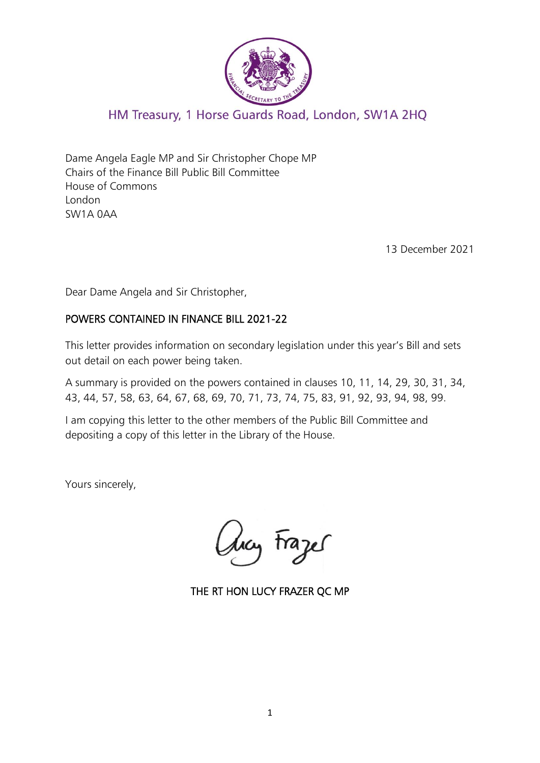HM Treasury, 1 Horse Guards Road, London, SW1A 2HQ

Dame Angela Eagle MP and Sir Christopher Chope MP
Chairs of the Finance Bill Public Bill Committee
House of Commons
London
SW1A 0AA

13 December 2021

Dear Dame Angela and Sir Christopher,

**POWERS CONTAINED IN FINANCE BILL 2021-22**

This letter provides information on secondary legislation under this year's Bill and sets out detail on each power being taken.

A summary is provided on the powers contained in clauses 10, 11, 14, 29, 30, 31, 34, 43, 44, 57, 58, 63, 64, 67, 68, 69, 70, 71, 73, 74, 75, 83, 91, 92, 93, 94, 98, 99.

I am copying this letter to the other members of the Public Bill Committee and depositing a copy of this letter in the Library of the House.

Yours sincerely,

Lucy Frazer

THE RT HON LUCY FRAZER QC MP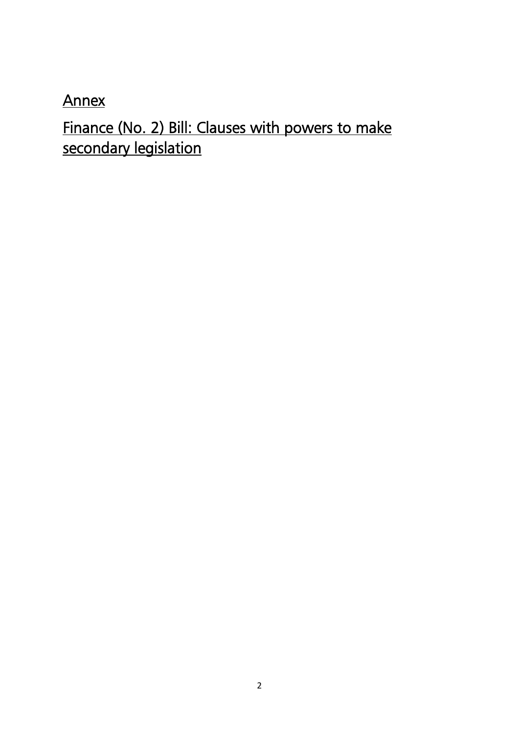# Annex

## Finance (No. 2) Bill: Clauses with powers to make secondary legislation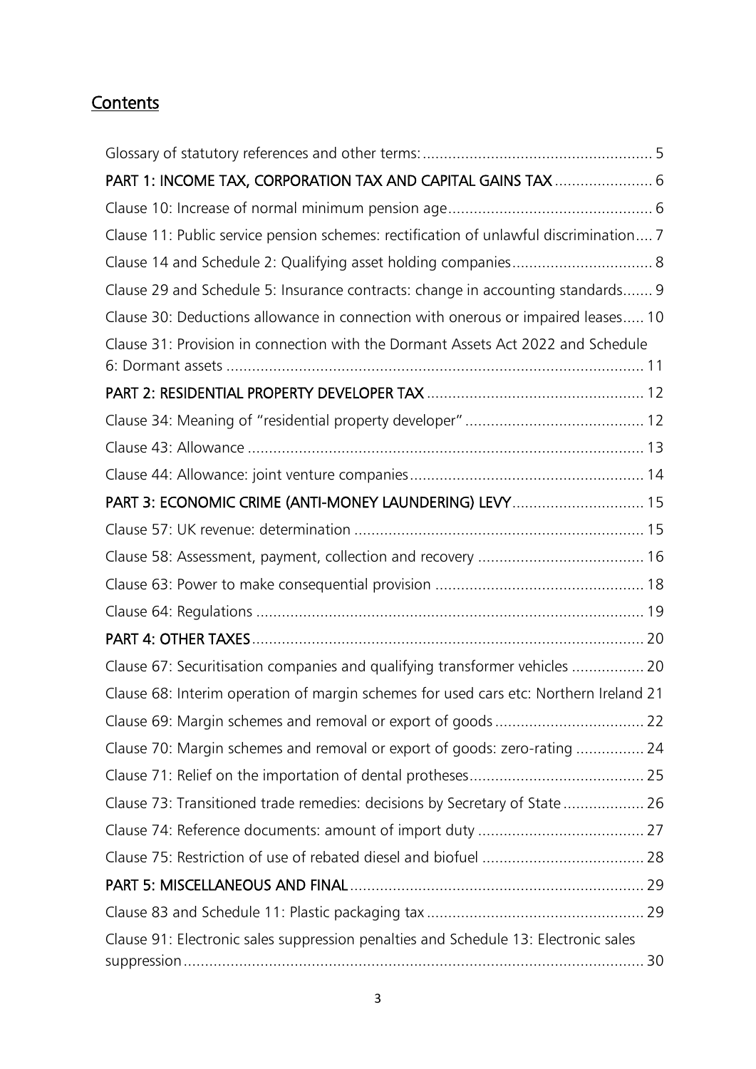## Contents

Glossary of statutory references and other terms: 5

**PART 1: INCOME TAX, CORPORATION TAX AND CAPITAL GAINS TAX** 6

Clause 10: Increase of normal minimum pension age 6

Clause 11: Public service pension schemes: rectification of unlawful discrimination 7

Clause 14 and Schedule 2: Qualifying asset holding companies 8

Clause 29 and Schedule 5: Insurance contracts: change in accounting standards 9

Clause 30: Deductions allowance in connection with onerous or impaired leases 10

Clause 31: Provision in connection with the Dormant Assets Act 2022 and Schedule 6: Dormant assets 11

**PART 2: RESIDENTIAL PROPERTY DEVELOPER TAX** 12

Clause 34: Meaning of "residential property developer" 12

Clause 43: Allowance 13

Clause 44: Allowance: joint venture companies 14

**PART 3: ECONOMIC CRIME (ANTI-MONEY LAUNDERING) LEVY** 15

Clause 57: UK revenue: determination 15

Clause 58: Assessment, payment, collection and recovery 16

Clause 63: Power to make consequential provision 18

Clause 64: Regulations 19

**PART 4: OTHER TAXES** 20

Clause 67: Securitisation companies and qualifying transformer vehicles 20

Clause 68: Interim operation of margin schemes for used cars etc: Northern Ireland 21

Clause 69: Margin schemes and removal or export of goods 22

Clause 70: Margin schemes and removal or export of goods: zero-rating 24

Clause 71: Relief on the importation of dental protheses 25

Clause 73: Transitioned trade remedies: decisions by Secretary of State 26

Clause 74: Reference documents: amount of import duty 27

Clause 75: Restriction of use of rebated diesel and biofuel 28

**PART 5: MISCELLANEOUS AND FINAL** 29

Clause 83 and Schedule 11: Plastic packaging tax 29

Clause 91: Electronic sales suppression penalties and Schedule 13: Electronic sales suppression 30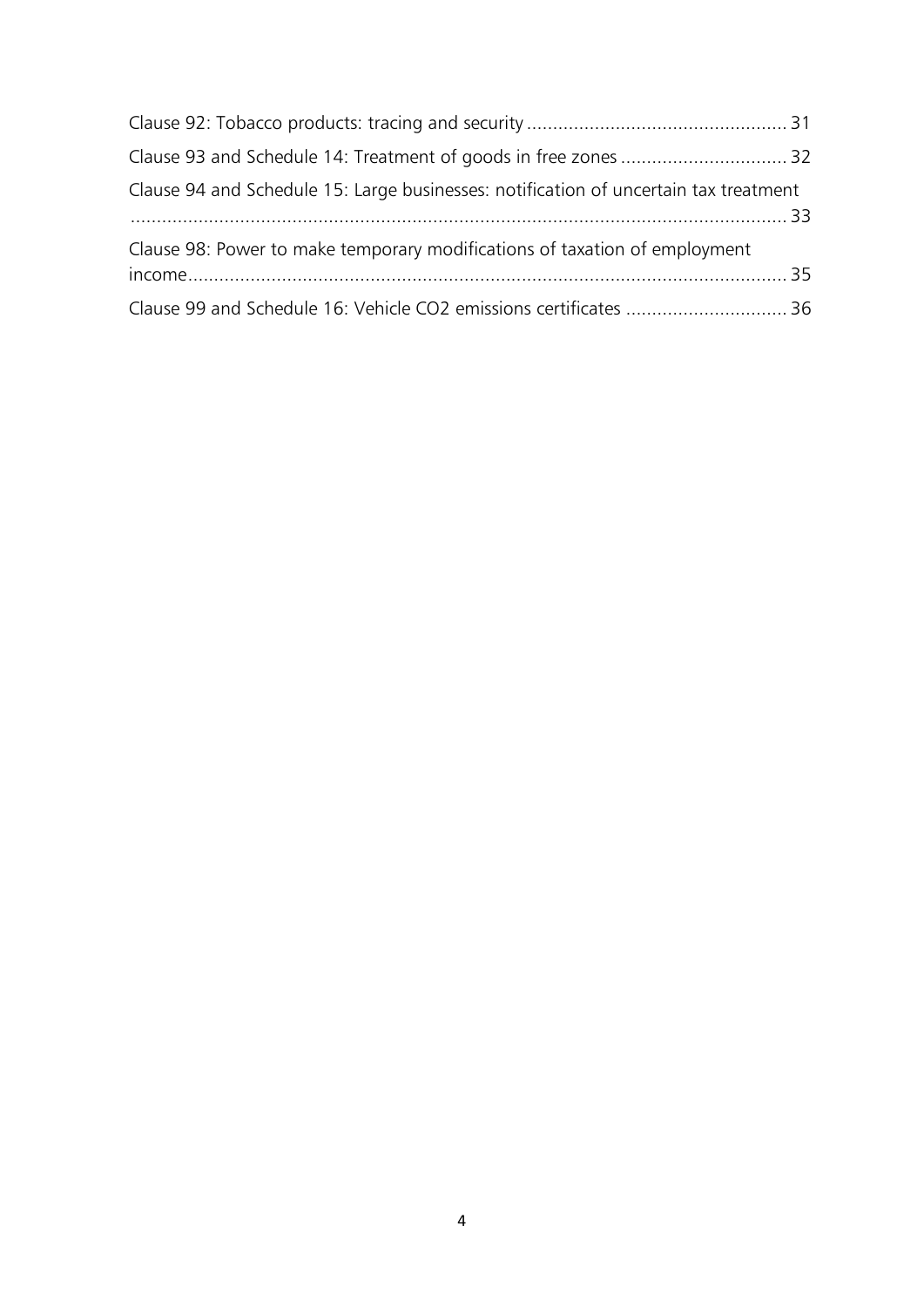Clause 92: Tobacco products: tracing and security ........ 31

Clause 93 and Schedule 14: Treatment of goods in free zones ........ 32

Clause 94 and Schedule 15: Large businesses: notification of uncertain tax treatment ........ 33

Clause 98: Power to make temporary modifications of taxation of employment income ........ 35

Clause 99 and Schedule 16: Vehicle $CO_2$ emissions certificates ........ 36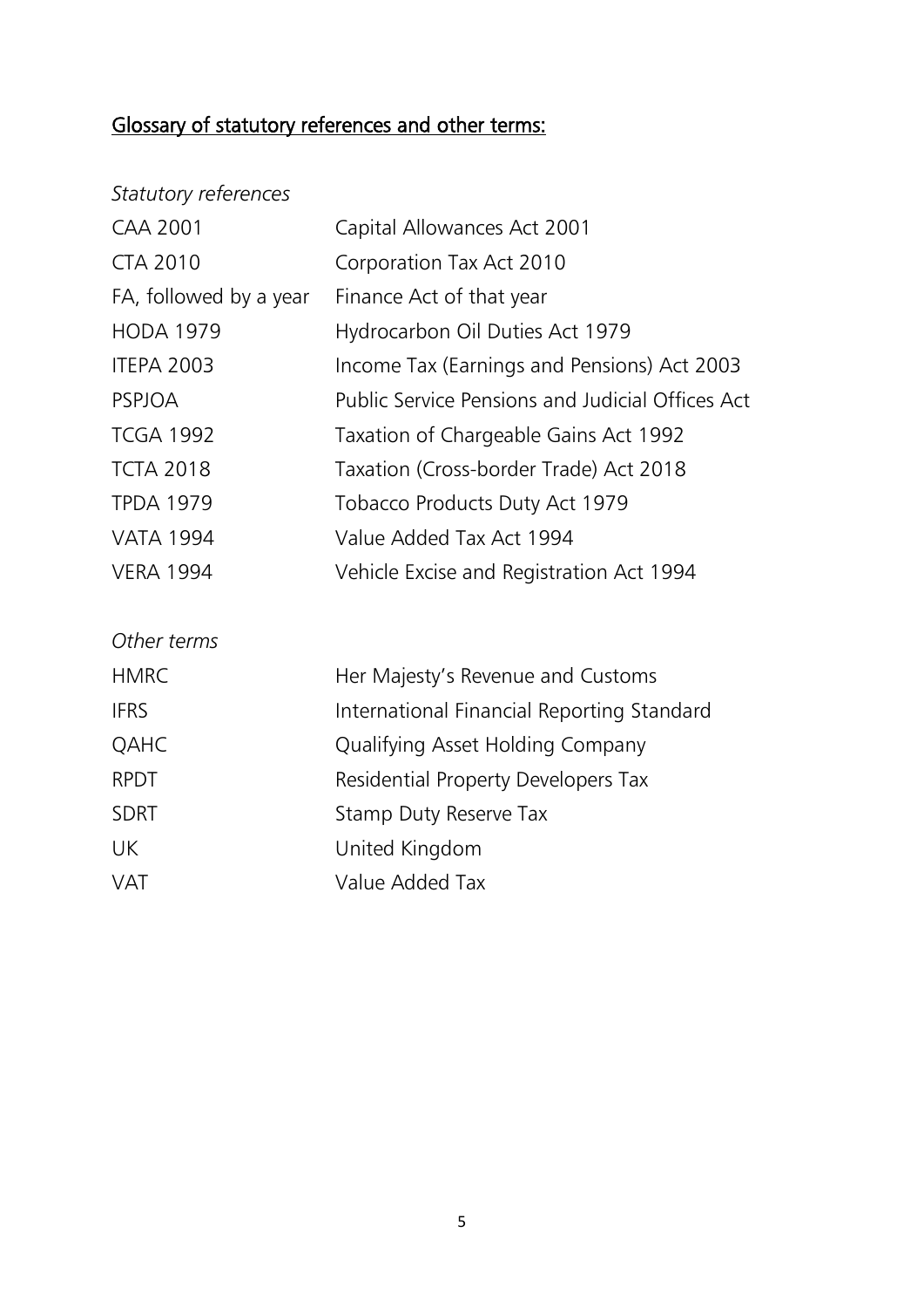## Glossary of statutory references and other terms:

*Statutory references*

| | |
|---|---|
| CAA 2001 | Capital Allowances Act 2001 |
| CTA 2010 | Corporation Tax Act 2010 |
| FA, followed by a year | Finance Act of that year |
| HODA 1979 | Hydrocarbon Oil Duties Act 1979 |
| ITEPA 2003 | Income Tax (Earnings and Pensions) Act 2003 |
| PSPJOA | Public Service Pensions and Judicial Offices Act |
| TCGA 1992 | Taxation of Chargeable Gains Act 1992 |
| TCTA 2018 | Taxation (Cross-border Trade) Act 2018 |
| TPDA 1979 | Tobacco Products Duty Act 1979 |
| VATA 1994 | Value Added Tax Act 1994 |
| VERA 1994 | Vehicle Excise and Registration Act 1994 |

*Other terms*

| | |
|---|---|
| HMRC | Her Majesty's Revenue and Customs |
| IFRS | International Financial Reporting Standard |
| QAHC | Qualifying Asset Holding Company |
| RPDT | Residential Property Developers Tax |
| SDRT | Stamp Duty Reserve Tax |
| UK | United Kingdom |
| VAT | Value Added Tax |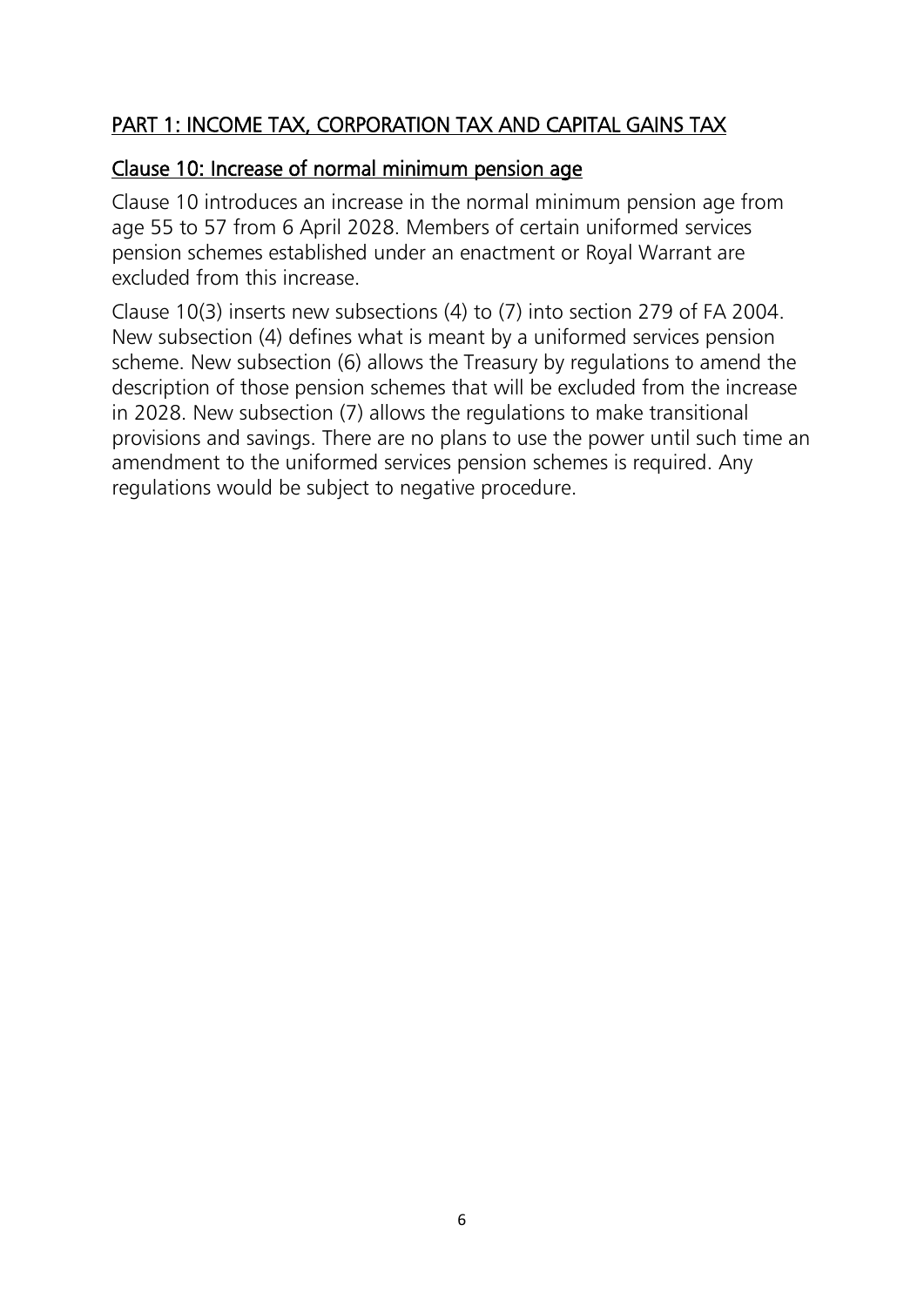## PART 1: INCOME TAX, CORPORATION TAX AND CAPITAL GAINS TAX

### Clause 10: Increase of normal minimum pension age

Clause 10 introduces an increase in the normal minimum pension age from age 55 to 57 from 6 April 2028. Members of certain uniformed services pension schemes established under an enactment or Royal Warrant are excluded from this increase.

Clause 10(3) inserts new subsections (4) to (7) into section 279 of FA 2004. New subsection (4) defines what is meant by a uniformed services pension scheme. New subsection (6) allows the Treasury by regulations to amend the description of those pension schemes that will be excluded from the increase in 2028. New subsection (7) allows the regulations to make transitional provisions and savings. There are no plans to use the power until such time an amendment to the uniformed services pension schemes is required. Any regulations would be subject to negative procedure.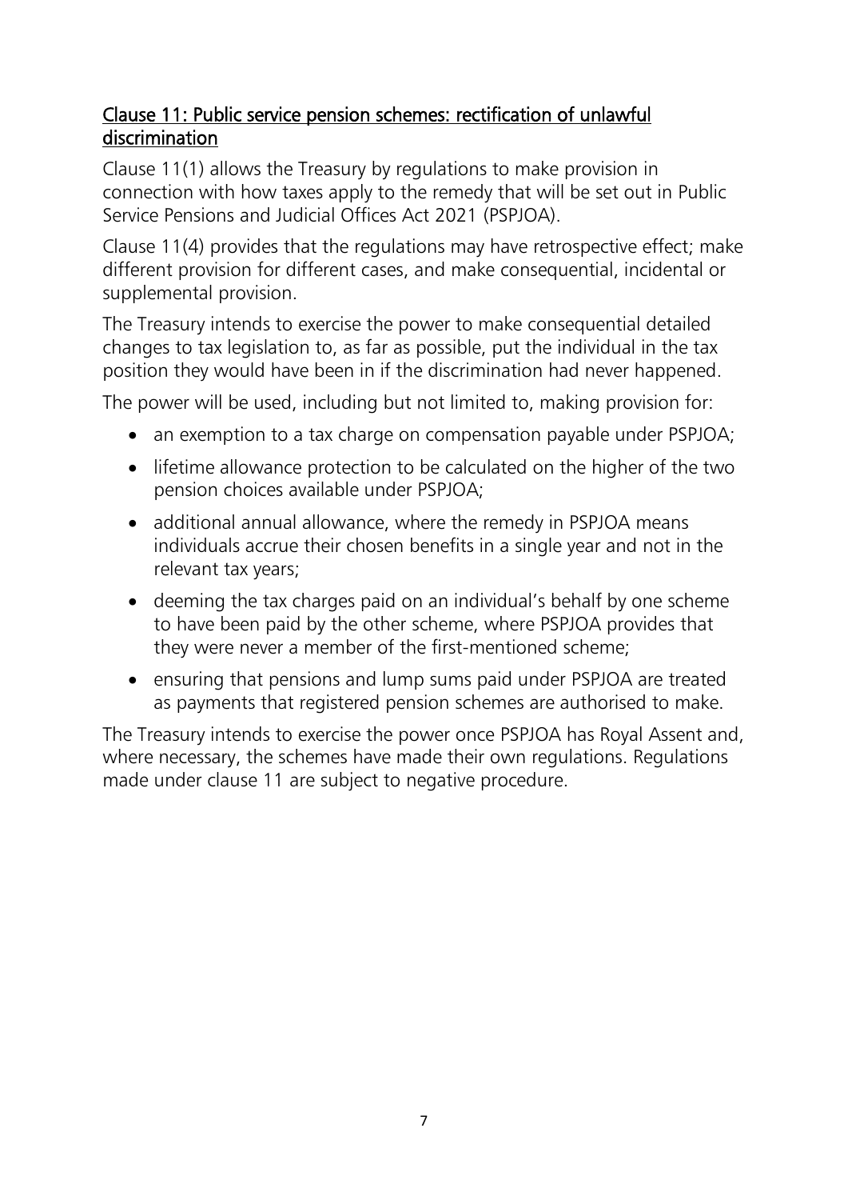## Clause 11: Public service pension schemes: rectification of unlawful discrimination

Clause 11(1) allows the Treasury by regulations to make provision in connection with how taxes apply to the remedy that will be set out in Public Service Pensions and Judicial Offices Act 2021 (PSPJOA).

Clause 11(4) provides that the regulations may have retrospective effect; make different provision for different cases, and make consequential, incidental or supplemental provision.

The Treasury intends to exercise the power to make consequential detailed changes to tax legislation to, as far as possible, put the individual in the tax position they would have been in if the discrimination had never happened.

The power will be used, including but not limited to, making provision for:

- an exemption to a tax charge on compensation payable under PSPJOA;
- lifetime allowance protection to be calculated on the higher of the two pension choices available under PSPJOA;
- additional annual allowance, where the remedy in PSPJOA means individuals accrue their chosen benefits in a single year and not in the relevant tax years;
- deeming the tax charges paid on an individual's behalf by one scheme to have been paid by the other scheme, where PSPJOA provides that they were never a member of the first-mentioned scheme;
- ensuring that pensions and lump sums paid under PSPJOA are treated as payments that registered pension schemes are authorised to make.

The Treasury intends to exercise the power once PSPJOA has Royal Assent and, where necessary, the schemes have made their own regulations. Regulations made under clause 11 are subject to negative procedure.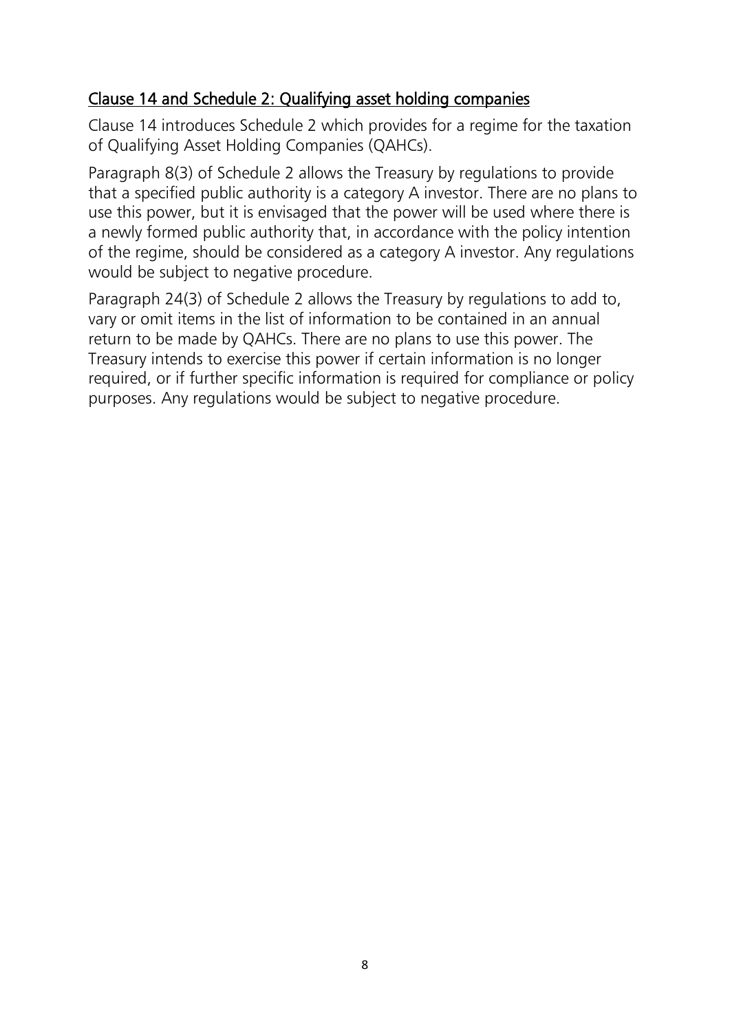## Clause 14 and Schedule 2: Qualifying asset holding companies

Clause 14 introduces Schedule 2 which provides for a regime for the taxation of Qualifying Asset Holding Companies (QAHCs).

Paragraph 8(3) of Schedule 2 allows the Treasury by regulations to provide that a specified public authority is a category A investor. There are no plans to use this power, but it is envisaged that the power will be used where there is a newly formed public authority that, in accordance with the policy intention of the regime, should be considered as a category A investor. Any regulations would be subject to negative procedure.

Paragraph 24(3) of Schedule 2 allows the Treasury by regulations to add to, vary or omit items in the list of information to be contained in an annual return to be made by QAHCs. There are no plans to use this power. The Treasury intends to exercise this power if certain information is no longer required, or if further specific information is required for compliance or policy purposes. Any regulations would be subject to negative procedure.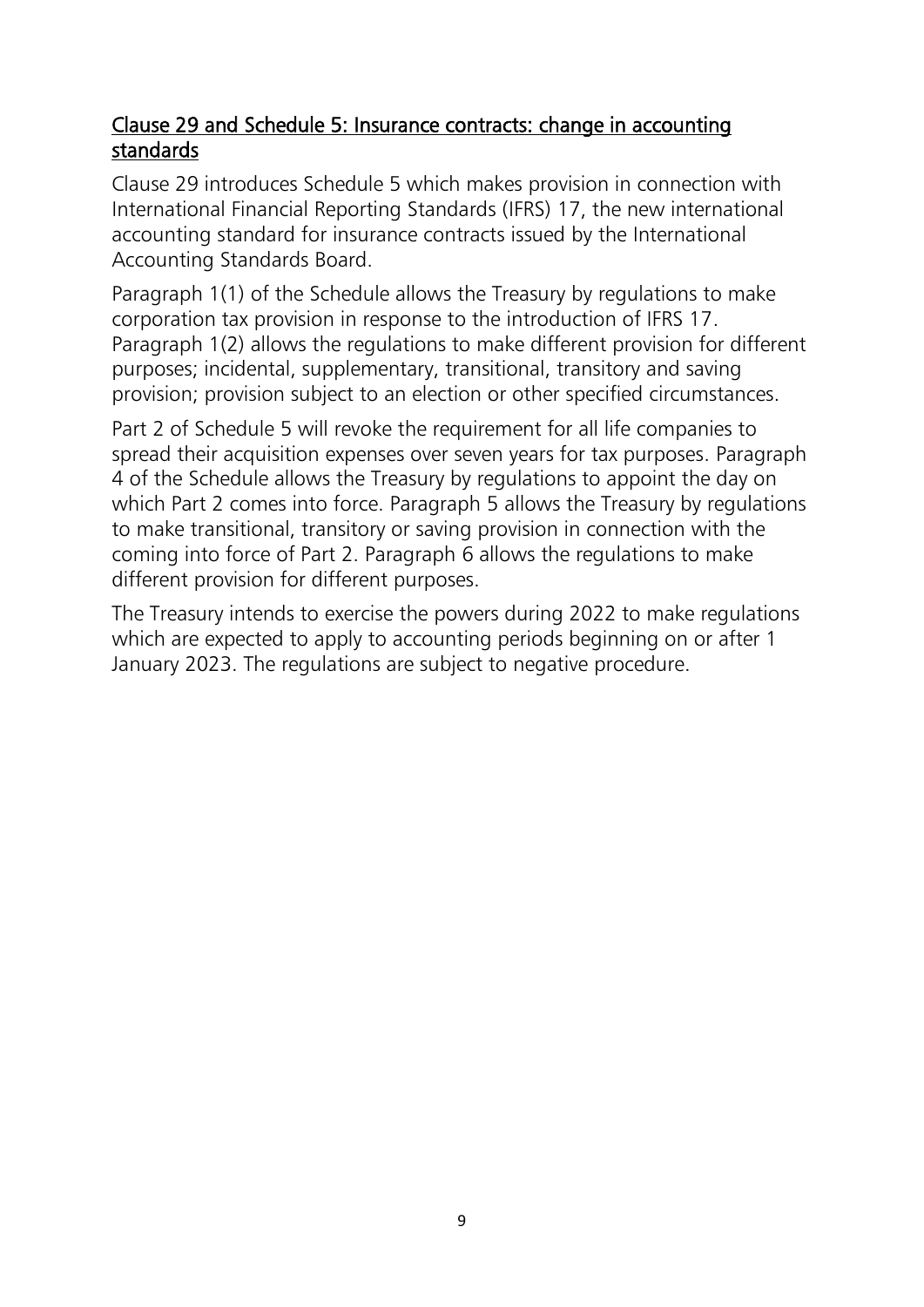## Clause 29 and Schedule 5: Insurance contracts: change in accounting standards

Clause 29 introduces Schedule 5 which makes provision in connection with International Financial Reporting Standards (IFRS) 17, the new international accounting standard for insurance contracts issued by the International Accounting Standards Board.

Paragraph 1(1) of the Schedule allows the Treasury by regulations to make corporation tax provision in response to the introduction of IFRS 17. Paragraph 1(2) allows the regulations to make different provision for different purposes; incidental, supplementary, transitional, transitory and saving provision; provision subject to an election or other specified circumstances.

Part 2 of Schedule 5 will revoke the requirement for all life companies to spread their acquisition expenses over seven years for tax purposes. Paragraph 4 of the Schedule allows the Treasury by regulations to appoint the day on which Part 2 comes into force. Paragraph 5 allows the Treasury by regulations to make transitional, transitory or saving provision in connection with the coming into force of Part 2. Paragraph 6 allows the regulations to make different provision for different purposes.

The Treasury intends to exercise the powers during 2022 to make regulations which are expected to apply to accounting periods beginning on or after 1 January 2023. The regulations are subject to negative procedure.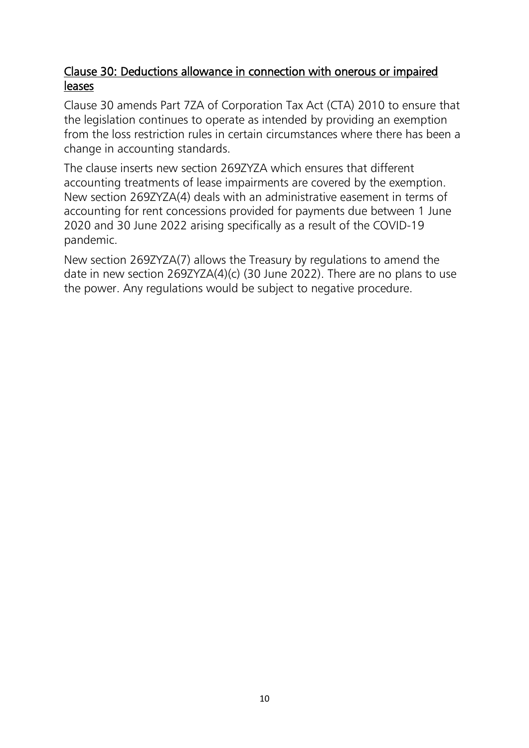## Clause 30: Deductions allowance in connection with onerous or impaired leases

Clause 30 amends Part 7ZA of Corporation Tax Act (CTA) 2010 to ensure that the legislation continues to operate as intended by providing an exemption from the loss restriction rules in certain circumstances where there has been a change in accounting standards.

The clause inserts new section 269ZYZA which ensures that different accounting treatments of lease impairments are covered by the exemption. New section 269ZYZA(4) deals with an administrative easement in terms of accounting for rent concessions provided for payments due between 1 June 2020 and 30 June 2022 arising specifically as a result of the COVID-19 pandemic.

New section 269ZYZA(7) allows the Treasury by regulations to amend the date in new section 269ZYZA(4)(c) (30 June 2022). There are no plans to use the power. Any regulations would be subject to negative procedure.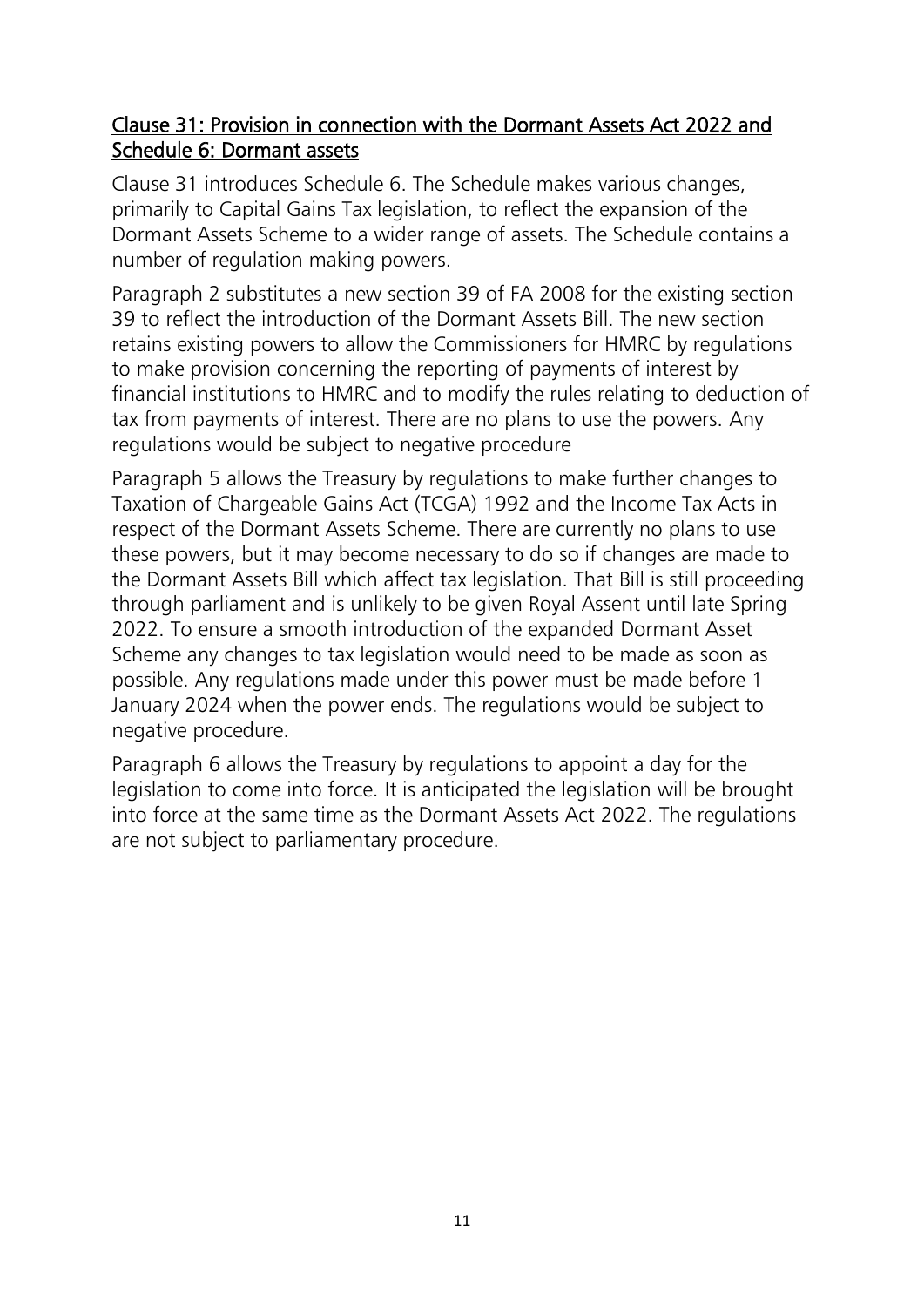## Clause 31: Provision in connection with the Dormant Assets Act 2022 and Schedule 6: Dormant assets

Clause 31 introduces Schedule 6. The Schedule makes various changes, primarily to Capital Gains Tax legislation, to reflect the expansion of the Dormant Assets Scheme to a wider range of assets. The Schedule contains a number of regulation making powers.

Paragraph 2 substitutes a new section 39 of FA 2008 for the existing section 39 to reflect the introduction of the Dormant Assets Bill. The new section retains existing powers to allow the Commissioners for HMRC by regulations to make provision concerning the reporting of payments of interest by financial institutions to HMRC and to modify the rules relating to deduction of tax from payments of interest. There are no plans to use the powers. Any regulations would be subject to negative procedure

Paragraph 5 allows the Treasury by regulations to make further changes to Taxation of Chargeable Gains Act (TCGA) 1992 and the Income Tax Acts in respect of the Dormant Assets Scheme. There are currently no plans to use these powers, but it may become necessary to do so if changes are made to the Dormant Assets Bill which affect tax legislation. That Bill is still proceeding through parliament and is unlikely to be given Royal Assent until late Spring 2022. To ensure a smooth introduction of the expanded Dormant Asset Scheme any changes to tax legislation would need to be made as soon as possible. Any regulations made under this power must be made before 1 January 2024 when the power ends. The regulations would be subject to negative procedure.

Paragraph 6 allows the Treasury by regulations to appoint a day for the legislation to come into force. It is anticipated the legislation will be brought into force at the same time as the Dormant Assets Act 2022. The regulations are not subject to parliamentary procedure.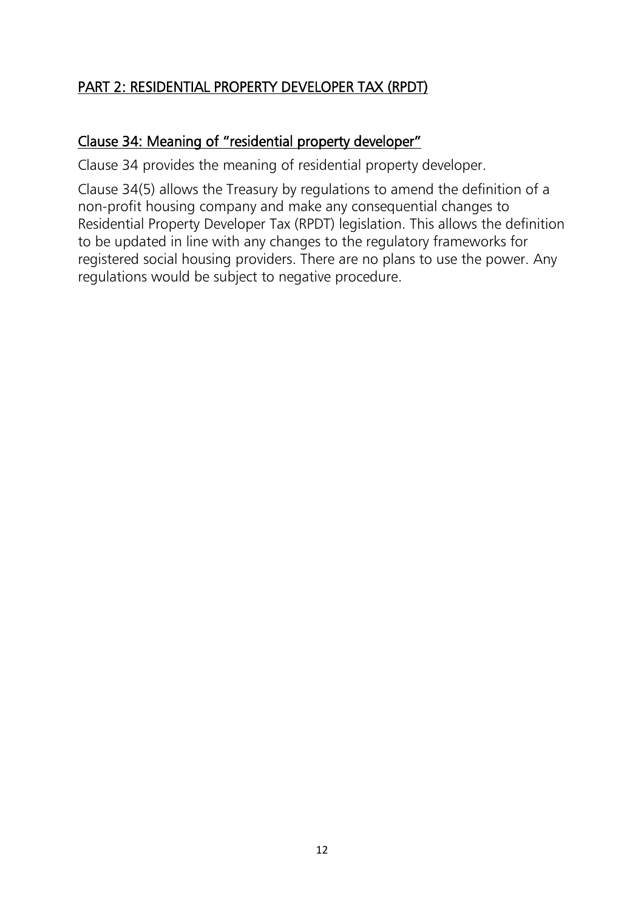## PART 2: RESIDENTIAL PROPERTY DEVELOPER TAX (RPDT)

### Clause 34: Meaning of "residential property developer"

Clause 34 provides the meaning of residential property developer.

Clause 34(5) allows the Treasury by regulations to amend the definition of a non-profit housing company and make any consequential changes to Residential Property Developer Tax (RPDT) legislation. This allows the definition to be updated in line with any changes to the regulatory frameworks for registered social housing providers. There are no plans to use the power. Any regulations would be subject to negative procedure.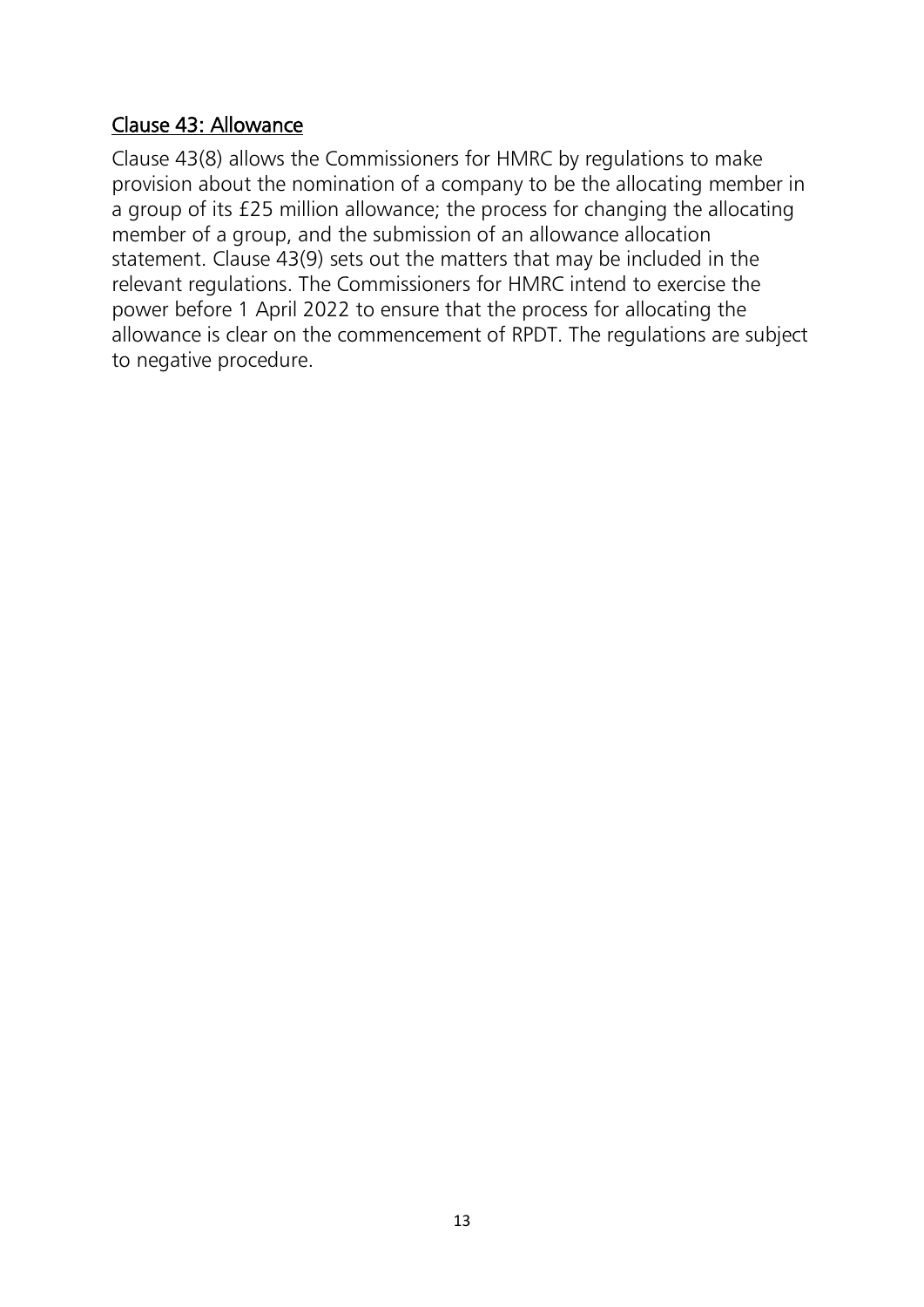## Clause 43: Allowance

Clause 43(8) allows the Commissioners for HMRC by regulations to make provision about the nomination of a company to be the allocating member in a group of its £25 million allowance; the process for changing the allocating member of a group, and the submission of an allowance allocation statement. Clause 43(9) sets out the matters that may be included in the relevant regulations. The Commissioners for HMRC intend to exercise the power before 1 April 2022 to ensure that the process for allocating the allowance is clear on the commencement of RPDT. The regulations are subject to negative procedure.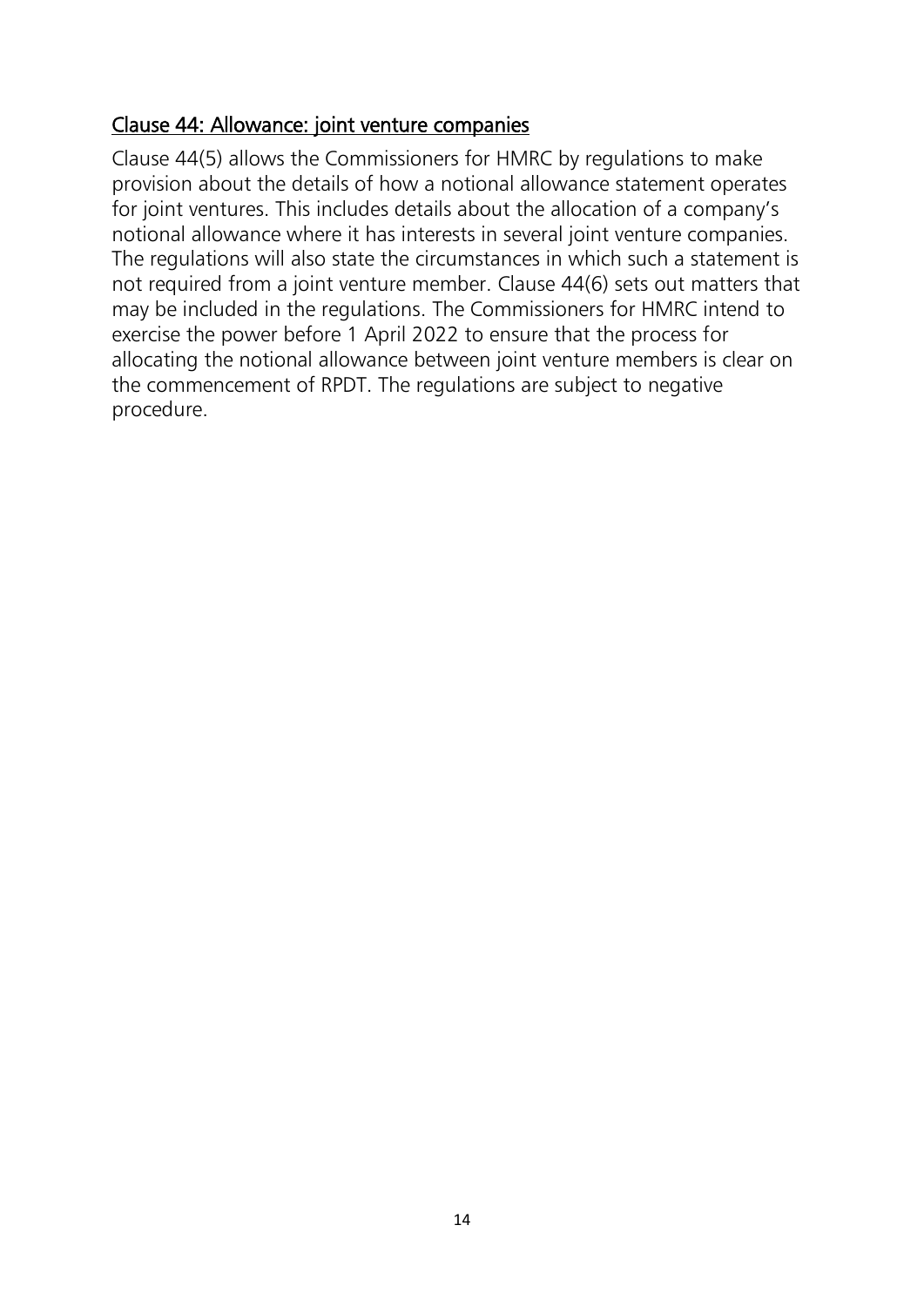## Clause 44: Allowance: joint venture companies

Clause 44(5) allows the Commissioners for HMRC by regulations to make provision about the details of how a notional allowance statement operates for joint ventures. This includes details about the allocation of a company's notional allowance where it has interests in several joint venture companies. The regulations will also state the circumstances in which such a statement is not required from a joint venture member. Clause 44(6) sets out matters that may be included in the regulations. The Commissioners for HMRC intend to exercise the power before 1 April 2022 to ensure that the process for allocating the notional allowance between joint venture members is clear on the commencement of RPDT. The regulations are subject to negative procedure.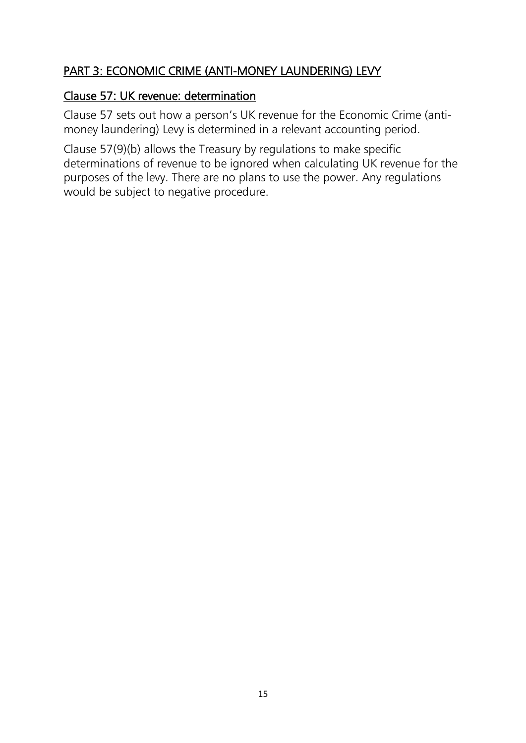## PART 3: ECONOMIC CRIME (ANTI-MONEY LAUNDERING) LEVY

### Clause 57: UK revenue: determination

Clause 57 sets out how a person's UK revenue for the Economic Crime (anti-money laundering) Levy is determined in a relevant accounting period.

Clause 57(9)(b) allows the Treasury by regulations to make specific determinations of revenue to be ignored when calculating UK revenue for the purposes of the levy. There are no plans to use the power. Any regulations would be subject to negative procedure.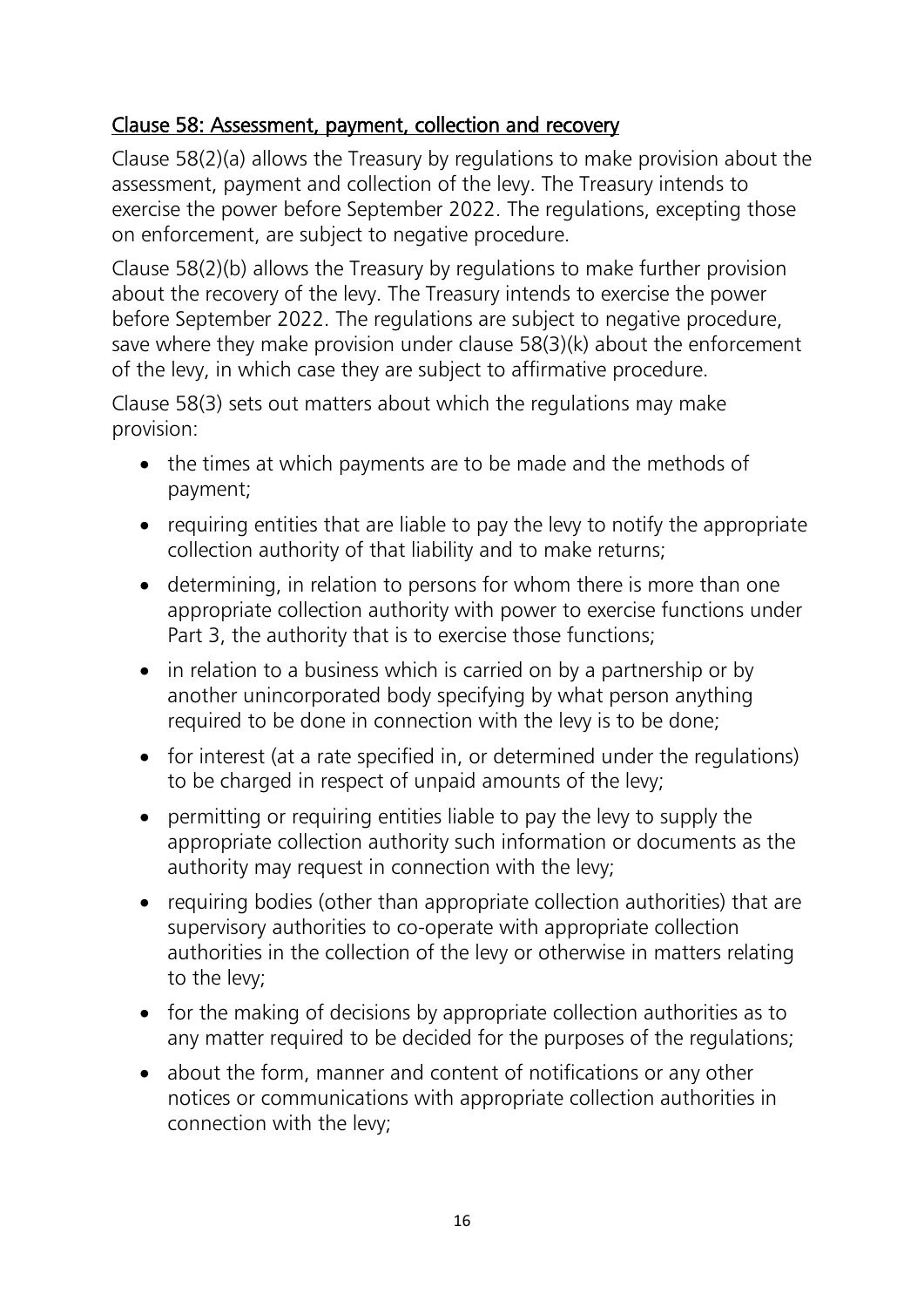## Clause 58: Assessment, payment, collection and recovery

Clause 58(2)(a) allows the Treasury by regulations to make provision about the assessment, payment and collection of the levy. The Treasury intends to exercise the power before September 2022. The regulations, excepting those on enforcement, are subject to negative procedure.

Clause 58(2)(b) allows the Treasury by regulations to make further provision about the recovery of the levy. The Treasury intends to exercise the power before September 2022. The regulations are subject to negative procedure, save where they make provision under clause 58(3)(k) about the enforcement of the levy, in which case they are subject to affirmative procedure.

Clause 58(3) sets out matters about which the regulations may make provision:

- the times at which payments are to be made and the methods of payment;
- requiring entities that are liable to pay the levy to notify the appropriate collection authority of that liability and to make returns;
- determining, in relation to persons for whom there is more than one appropriate collection authority with power to exercise functions under Part 3, the authority that is to exercise those functions;
- in relation to a business which is carried on by a partnership or by another unincorporated body specifying by what person anything required to be done in connection with the levy is to be done;
- for interest (at a rate specified in, or determined under the regulations) to be charged in respect of unpaid amounts of the levy;
- permitting or requiring entities liable to pay the levy to supply the appropriate collection authority such information or documents as the authority may request in connection with the levy;
- requiring bodies (other than appropriate collection authorities) that are supervisory authorities to co-operate with appropriate collection authorities in the collection of the levy or otherwise in matters relating to the levy;
- for the making of decisions by appropriate collection authorities as to any matter required to be decided for the purposes of the regulations;
- about the form, manner and content of notifications or any other notices or communications with appropriate collection authorities in connection with the levy;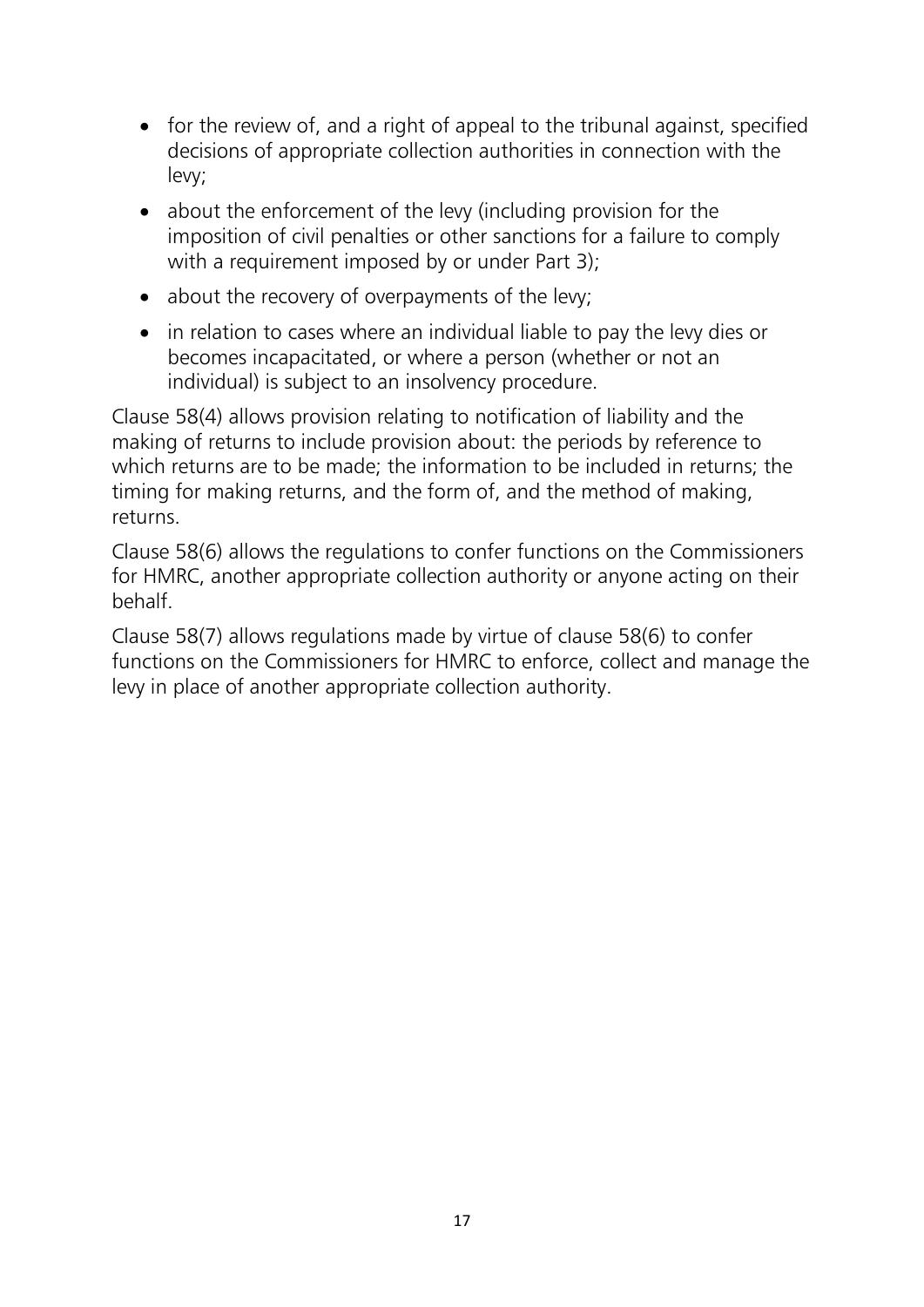- for the review of, and a right of appeal to the tribunal against, specified decisions of appropriate collection authorities in connection with the levy;
- about the enforcement of the levy (including provision for the imposition of civil penalties or other sanctions for a failure to comply with a requirement imposed by or under Part 3);
- about the recovery of overpayments of the levy;
- in relation to cases where an individual liable to pay the levy dies or becomes incapacitated, or where a person (whether or not an individual) is subject to an insolvency procedure.

Clause 58(4) allows provision relating to notification of liability and the making of returns to include provision about: the periods by reference to which returns are to be made; the information to be included in returns; the timing for making returns, and the form of, and the method of making, returns.

Clause 58(6) allows the regulations to confer functions on the Commissioners for HMRC, another appropriate collection authority or anyone acting on their behalf.

Clause 58(7) allows regulations made by virtue of clause 58(6) to confer functions on the Commissioners for HMRC to enforce, collect and manage the levy in place of another appropriate collection authority.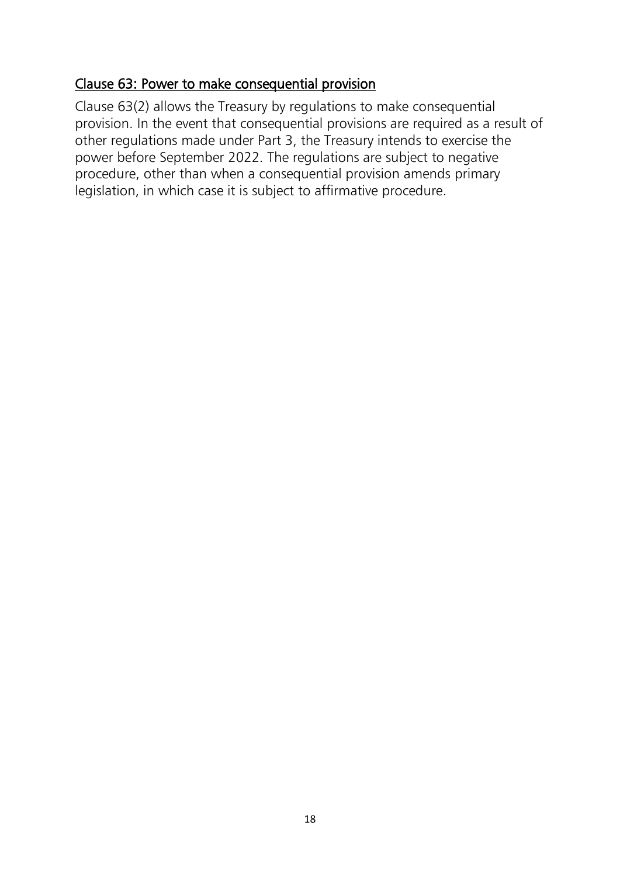## Clause 63: Power to make consequential provision

Clause 63(2) allows the Treasury by regulations to make consequential provision. In the event that consequential provisions are required as a result of other regulations made under Part 3, the Treasury intends to exercise the power before September 2022. The regulations are subject to negative procedure, other than when a consequential provision amends primary legislation, in which case it is subject to affirmative procedure.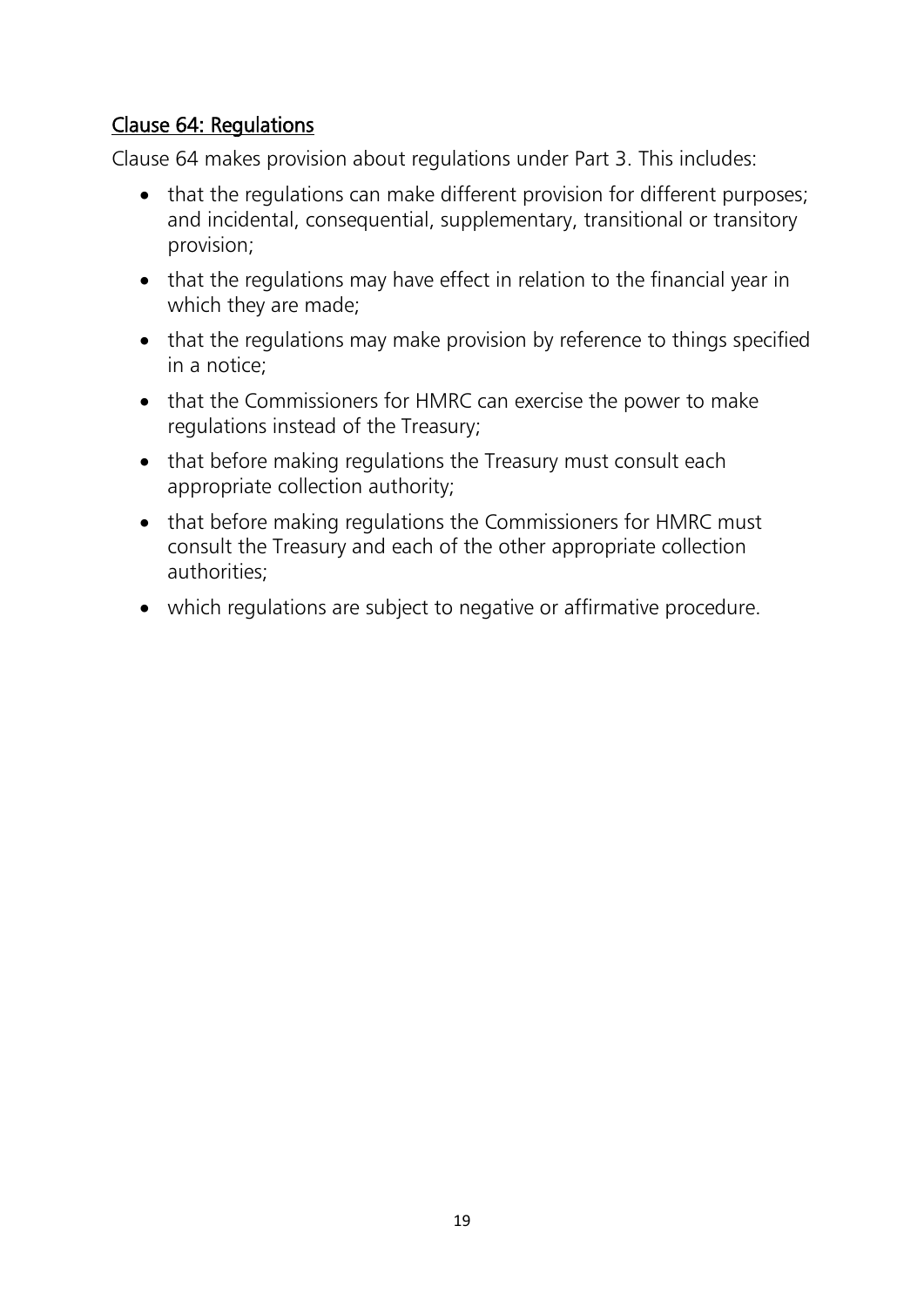## Clause 64: Regulations

Clause 64 makes provision about regulations under Part 3. This includes:

- that the regulations can make different provision for different purposes; and incidental, consequential, supplementary, transitional or transitory provision;
- that the regulations may have effect in relation to the financial year in which they are made;
- that the regulations may make provision by reference to things specified in a notice;
- that the Commissioners for HMRC can exercise the power to make regulations instead of the Treasury;
- that before making regulations the Treasury must consult each appropriate collection authority;
- that before making regulations the Commissioners for HMRC must consult the Treasury and each of the other appropriate collection authorities;
- which regulations are subject to negative or affirmative procedure.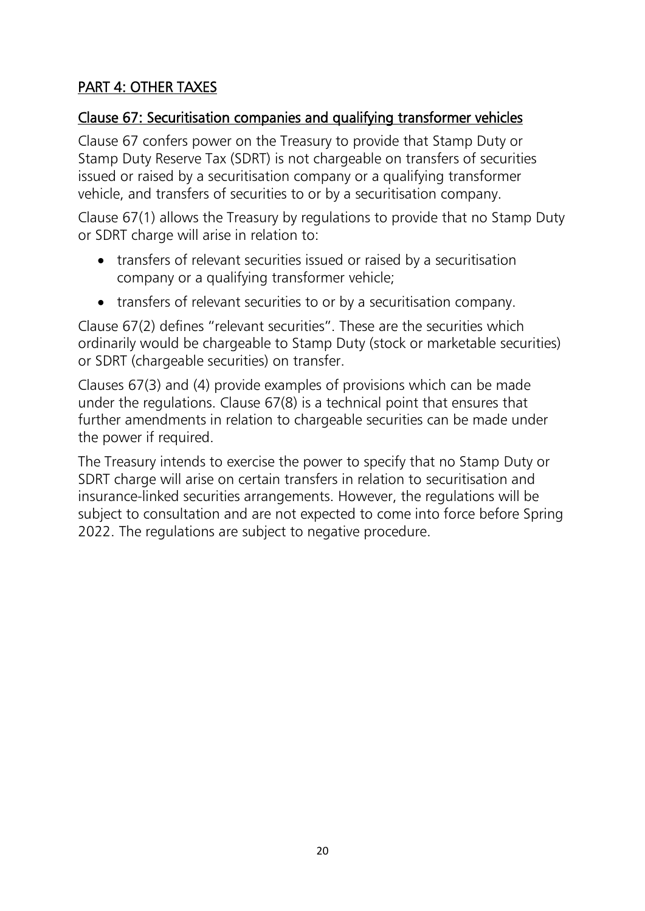## PART 4: OTHER TAXES

### Clause 67: Securitisation companies and qualifying transformer vehicles

Clause 67 confers power on the Treasury to provide that Stamp Duty or Stamp Duty Reserve Tax (SDRT) is not chargeable on transfers of securities issued or raised by a securitisation company or a qualifying transformer vehicle, and transfers of securities to or by a securitisation company.

Clause 67(1) allows the Treasury by regulations to provide that no Stamp Duty or SDRT charge will arise in relation to:

- transfers of relevant securities issued or raised by a securitisation company or a qualifying transformer vehicle;
- transfers of relevant securities to or by a securitisation company.

Clause 67(2) defines "relevant securities". These are the securities which ordinarily would be chargeable to Stamp Duty (stock or marketable securities) or SDRT (chargeable securities) on transfer.

Clauses 67(3) and (4) provide examples of provisions which can be made under the regulations. Clause 67(8) is a technical point that ensures that further amendments in relation to chargeable securities can be made under the power if required.

The Treasury intends to exercise the power to specify that no Stamp Duty or SDRT charge will arise on certain transfers in relation to securitisation and insurance-linked securities arrangements. However, the regulations will be subject to consultation and are not expected to come into force before Spring 2022. The regulations are subject to negative procedure.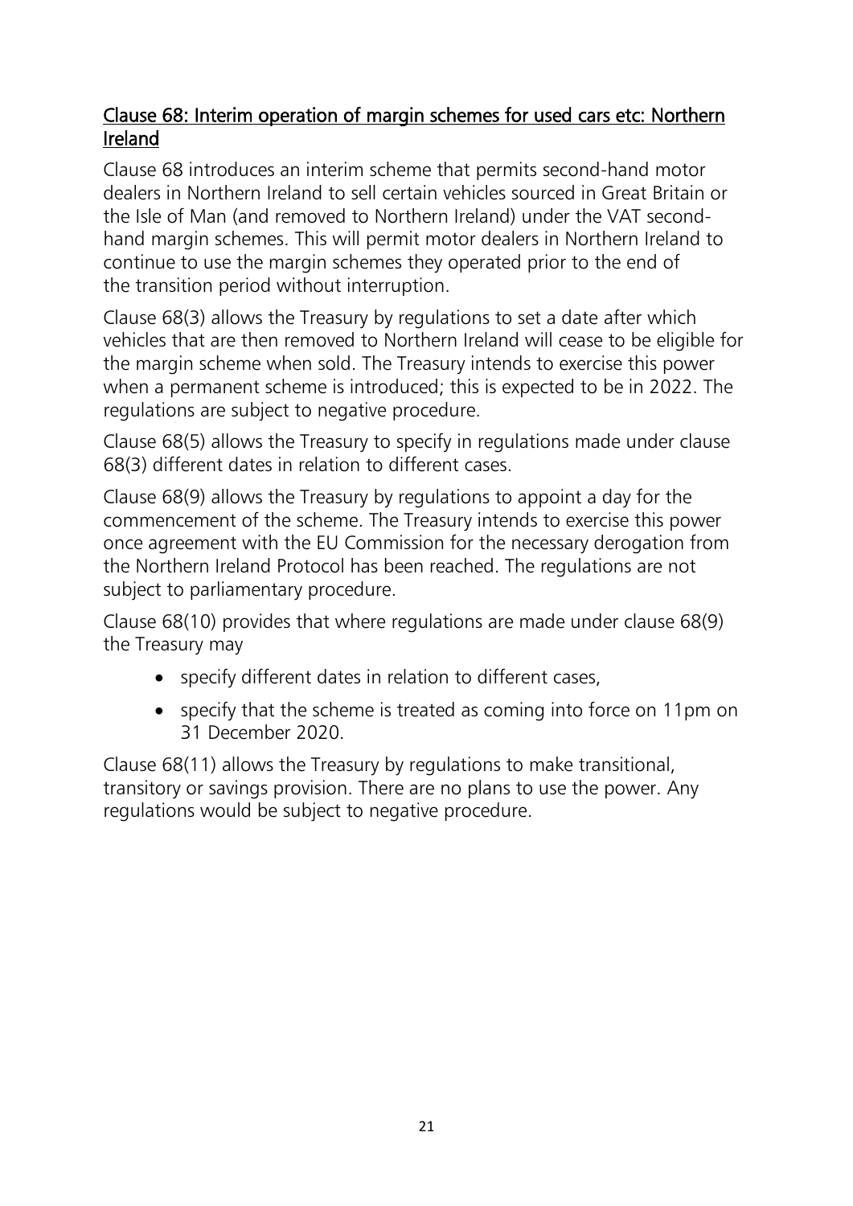## Clause 68: Interim operation of margin schemes for used cars etc: Northern Ireland

Clause 68 introduces an interim scheme that permits second-hand motor dealers in Northern Ireland to sell certain vehicles sourced in Great Britain or the Isle of Man (and removed to Northern Ireland) under the VAT second-hand margin schemes. This will permit motor dealers in Northern Ireland to continue to use the margin schemes they operated prior to the end of the transition period without interruption.

Clause 68(3) allows the Treasury by regulations to set a date after which vehicles that are then removed to Northern Ireland will cease to be eligible for the margin scheme when sold. The Treasury intends to exercise this power when a permanent scheme is introduced; this is expected to be in 2022. The regulations are subject to negative procedure.

Clause 68(5) allows the Treasury to specify in regulations made under clause 68(3) different dates in relation to different cases.

Clause 68(9) allows the Treasury by regulations to appoint a day for the commencement of the scheme. The Treasury intends to exercise this power once agreement with the EU Commission for the necessary derogation from the Northern Ireland Protocol has been reached. The regulations are not subject to parliamentary procedure.

Clause 68(10) provides that where regulations are made under clause 68(9) the Treasury may

- specify different dates in relation to different cases,
- specify that the scheme is treated as coming into force on 11pm on 31 December 2020.

Clause 68(11) allows the Treasury by regulations to make transitional, transitory or savings provision. There are no plans to use the power. Any regulations would be subject to negative procedure.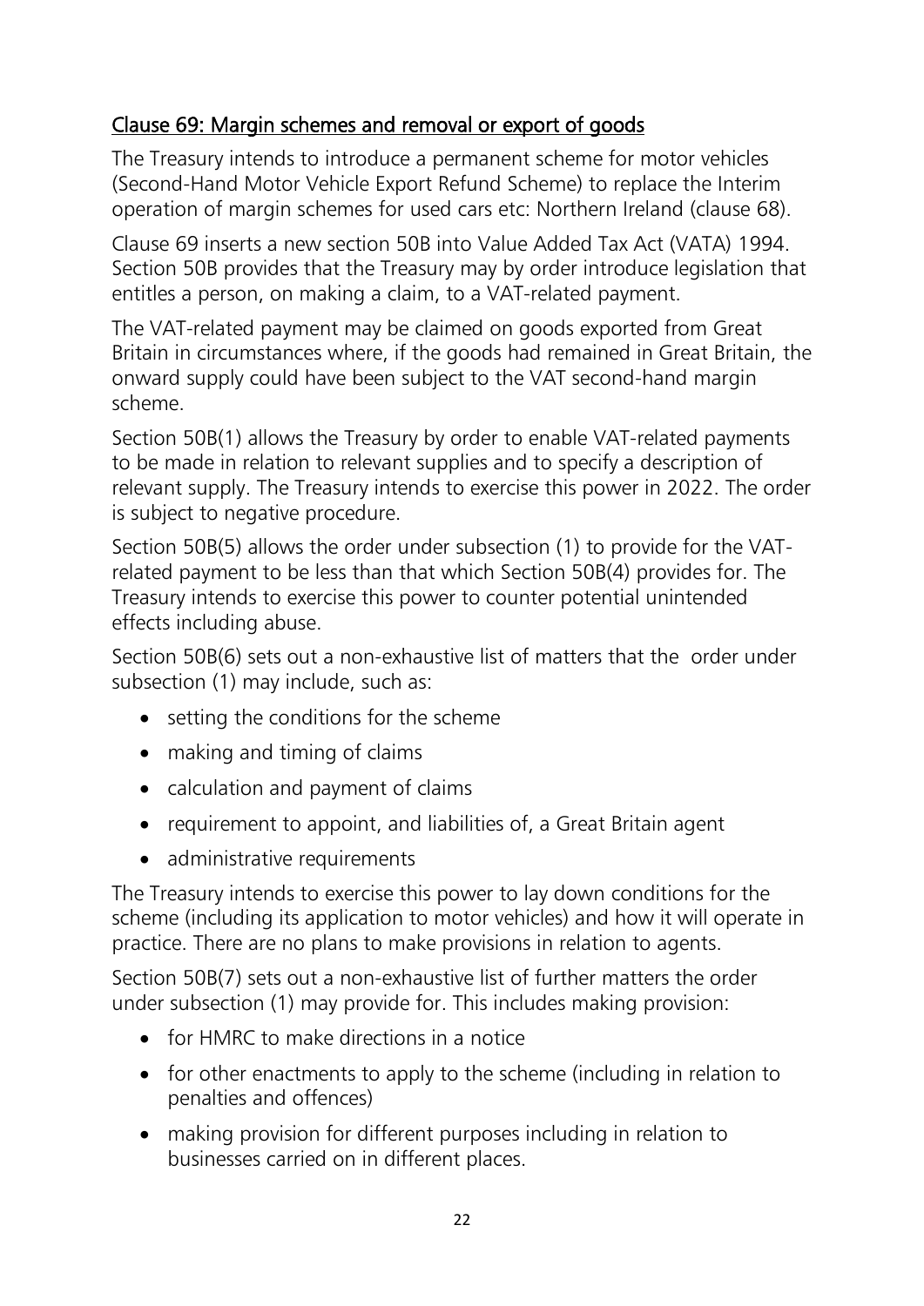## Clause 69: Margin schemes and removal or export of goods

The Treasury intends to introduce a permanent scheme for motor vehicles (Second-Hand Motor Vehicle Export Refund Scheme) to replace the Interim operation of margin schemes for used cars etc: Northern Ireland (clause 68).

Clause 69 inserts a new section 50B into Value Added Tax Act (VATA) 1994. Section 50B provides that the Treasury may by order introduce legislation that entitles a person, on making a claim, to a VAT-related payment.

The VAT-related payment may be claimed on goods exported from Great Britain in circumstances where, if the goods had remained in Great Britain, the onward supply could have been subject to the VAT second-hand margin scheme.

Section 50B(1) allows the Treasury by order to enable VAT-related payments to be made in relation to relevant supplies and to specify a description of relevant supply. The Treasury intends to exercise this power in 2022. The order is subject to negative procedure.

Section 50B(5) allows the order under subsection (1) to provide for the VAT-related payment to be less than that which Section 50B(4) provides for. The Treasury intends to exercise this power to counter potential unintended effects including abuse.

Section 50B(6) sets out a non-exhaustive list of matters that the order under subsection (1) may include, such as:

- setting the conditions for the scheme
- making and timing of claims
- calculation and payment of claims
- requirement to appoint, and liabilities of, a Great Britain agent
- administrative requirements

The Treasury intends to exercise this power to lay down conditions for the scheme (including its application to motor vehicles) and how it will operate in practice. There are no plans to make provisions in relation to agents.

Section 50B(7) sets out a non-exhaustive list of further matters the order under subsection (1) may provide for. This includes making provision:

- for HMRC to make directions in a notice
- for other enactments to apply to the scheme (including in relation to penalties and offences)
- making provision for different purposes including in relation to businesses carried on in different places.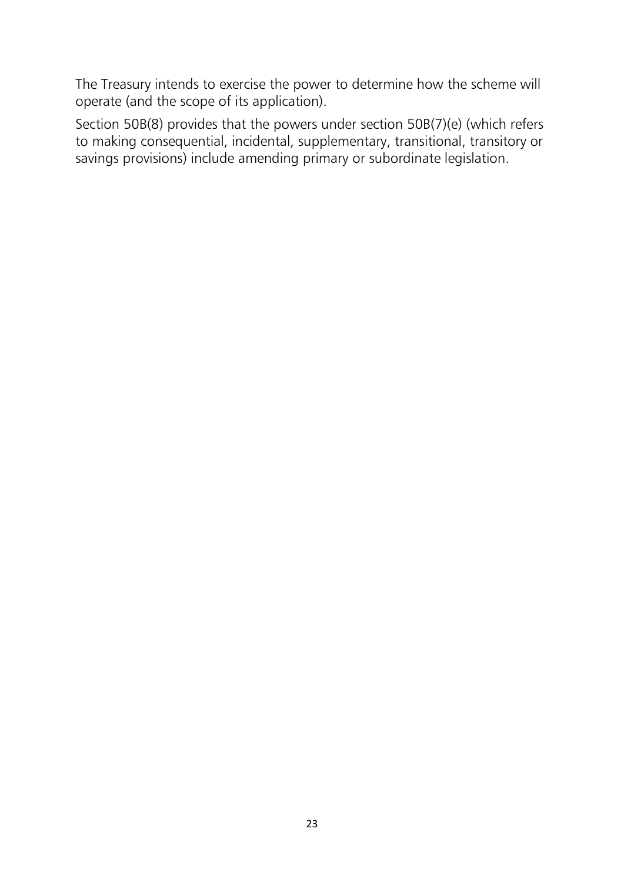The Treasury intends to exercise the power to determine how the scheme will operate (and the scope of its application).

Section 50B(8) provides that the powers under section 50B(7)(e) (which refers to making consequential, incidental, supplementary, transitional, transitory or savings provisions) include amending primary or subordinate legislation.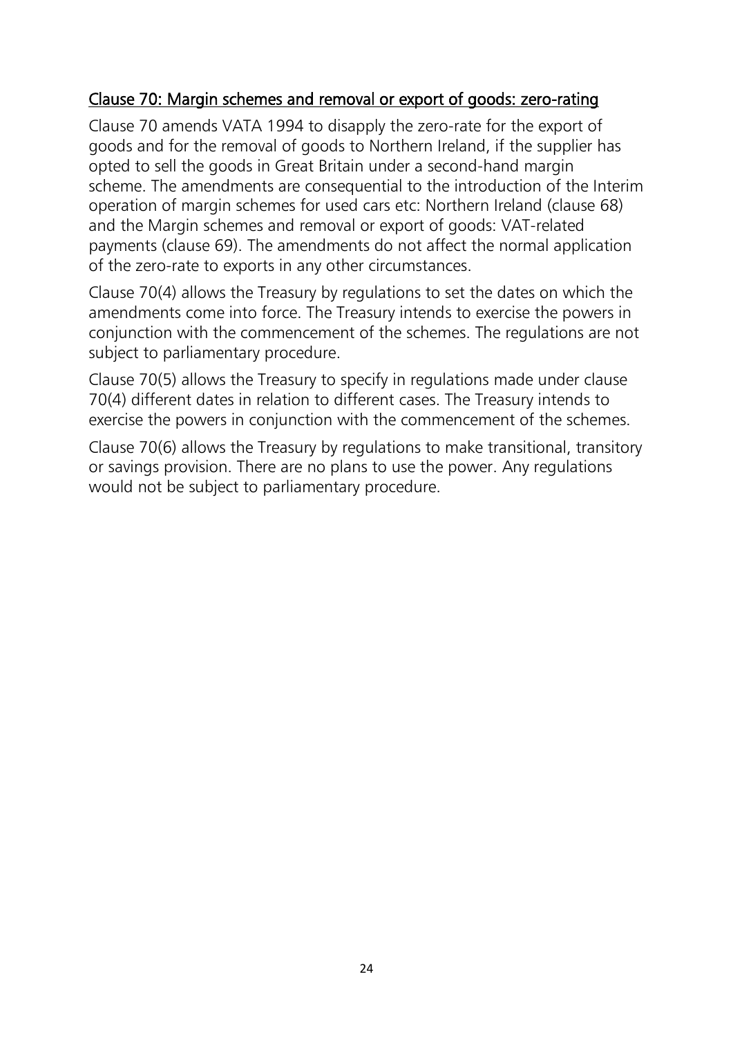## Clause 70: Margin schemes and removal or export of goods: zero-rating

Clause 70 amends VATA 1994 to disapply the zero-rate for the export of goods and for the removal of goods to Northern Ireland, if the supplier has opted to sell the goods in Great Britain under a second-hand margin scheme. The amendments are consequential to the introduction of the Interim operation of margin schemes for used cars etc: Northern Ireland (clause 68) and the Margin schemes and removal or export of goods: VAT-related payments (clause 69). The amendments do not affect the normal application of the zero-rate to exports in any other circumstances.

Clause 70(4) allows the Treasury by regulations to set the dates on which the amendments come into force. The Treasury intends to exercise the powers in conjunction with the commencement of the schemes. The regulations are not subject to parliamentary procedure.

Clause 70(5) allows the Treasury to specify in regulations made under clause 70(4) different dates in relation to different cases. The Treasury intends to exercise the powers in conjunction with the commencement of the schemes.

Clause 70(6) allows the Treasury by regulations to make transitional, transitory or savings provision. There are no plans to use the power. Any regulations would not be subject to parliamentary procedure.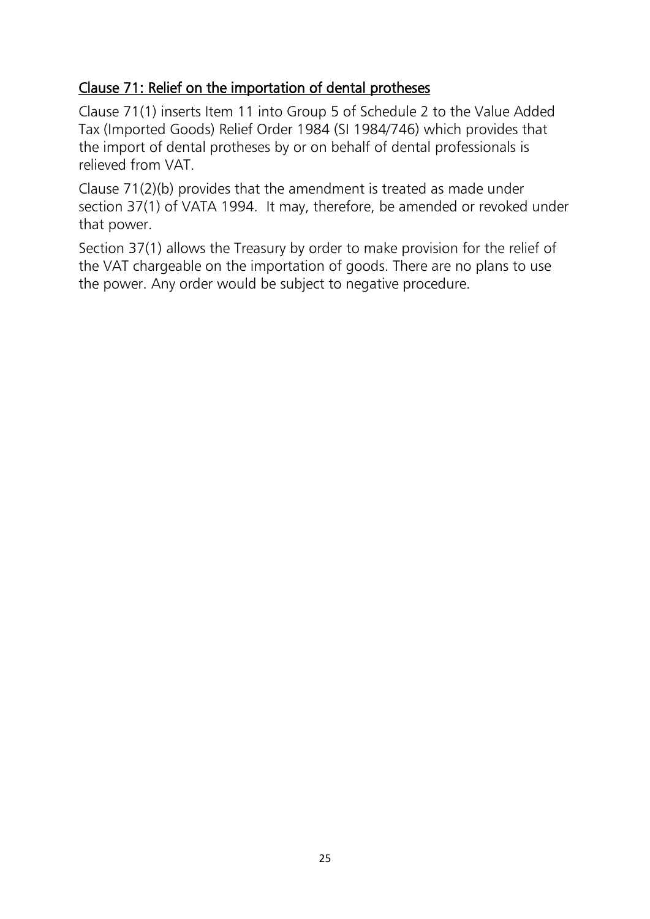## Clause 71: Relief on the importation of dental protheses

Clause 71(1) inserts Item 11 into Group 5 of Schedule 2 to the Value Added Tax (Imported Goods) Relief Order 1984 (SI 1984/746) which provides that the import of dental protheses by or on behalf of dental professionals is relieved from VAT.

Clause 71(2)(b) provides that the amendment is treated as made under section 37(1) of VATA 1994. It may, therefore, be amended or revoked under that power.

Section 37(1) allows the Treasury by order to make provision for the relief of the VAT chargeable on the importation of goods. There are no plans to use the power. Any order would be subject to negative procedure.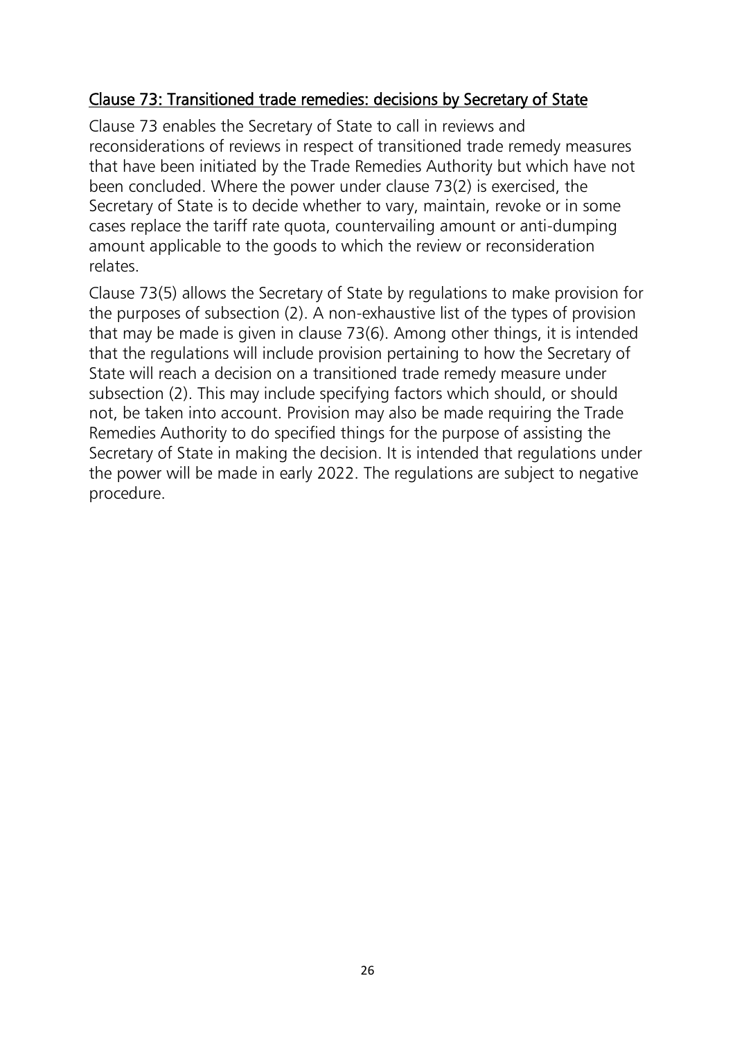## Clause 73: Transitioned trade remedies: decisions by Secretary of State

Clause 73 enables the Secretary of State to call in reviews and reconsiderations of reviews in respect of transitioned trade remedy measures that have been initiated by the Trade Remedies Authority but which have not been concluded. Where the power under clause 73(2) is exercised, the Secretary of State is to decide whether to vary, maintain, revoke or in some cases replace the tariff rate quota, countervailing amount or anti-dumping amount applicable to the goods to which the review or reconsideration relates.

Clause 73(5) allows the Secretary of State by regulations to make provision for the purposes of subsection (2). A non-exhaustive list of the types of provision that may be made is given in clause 73(6). Among other things, it is intended that the regulations will include provision pertaining to how the Secretary of State will reach a decision on a transitioned trade remedy measure under subsection (2). This may include specifying factors which should, or should not, be taken into account. Provision may also be made requiring the Trade Remedies Authority to do specified things for the purpose of assisting the Secretary of State in making the decision. It is intended that regulations under the power will be made in early 2022. The regulations are subject to negative procedure.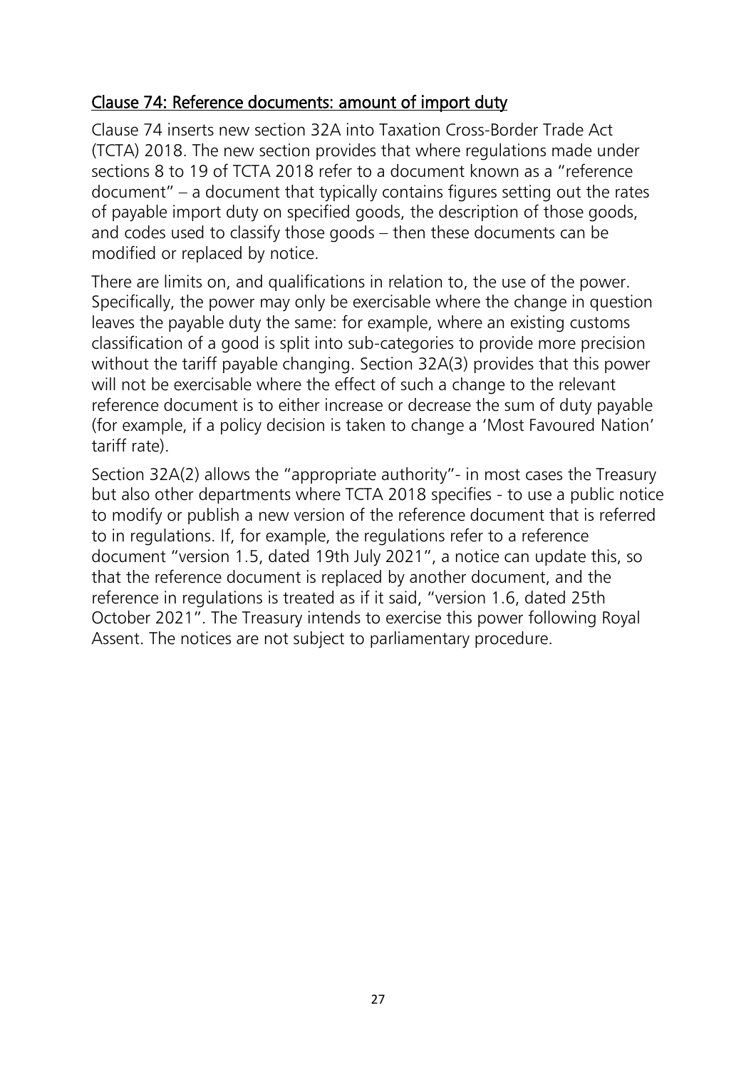## Clause 74: Reference documents: amount of import duty

Clause 74 inserts new section 32A into Taxation Cross-Border Trade Act (TCTA) 2018. The new section provides that where regulations made under sections 8 to 19 of TCTA 2018 refer to a document known as a "reference document" – a document that typically contains figures setting out the rates of payable import duty on specified goods, the description of those goods, and codes used to classify those goods – then these documents can be modified or replaced by notice.

There are limits on, and qualifications in relation to, the use of the power. Specifically, the power may only be exercisable where the change in question leaves the payable duty the same: for example, where an existing customs classification of a good is split into sub-categories to provide more precision without the tariff payable changing. Section 32A(3) provides that this power will not be exercisable where the effect of such a change to the relevant reference document is to either increase or decrease the sum of duty payable (for example, if a policy decision is taken to change a 'Most Favoured Nation' tariff rate).

Section 32A(2) allows the "appropriate authority"- in most cases the Treasury but also other departments where TCTA 2018 specifies - to use a public notice to modify or publish a new version of the reference document that is referred to in regulations. If, for example, the regulations refer to a reference document "version 1.5, dated 19th July 2021", a notice can update this, so that the reference document is replaced by another document, and the reference in regulations is treated as if it said, "version 1.6, dated 25th October 2021". The Treasury intends to exercise this power following Royal Assent. The notices are not subject to parliamentary procedure.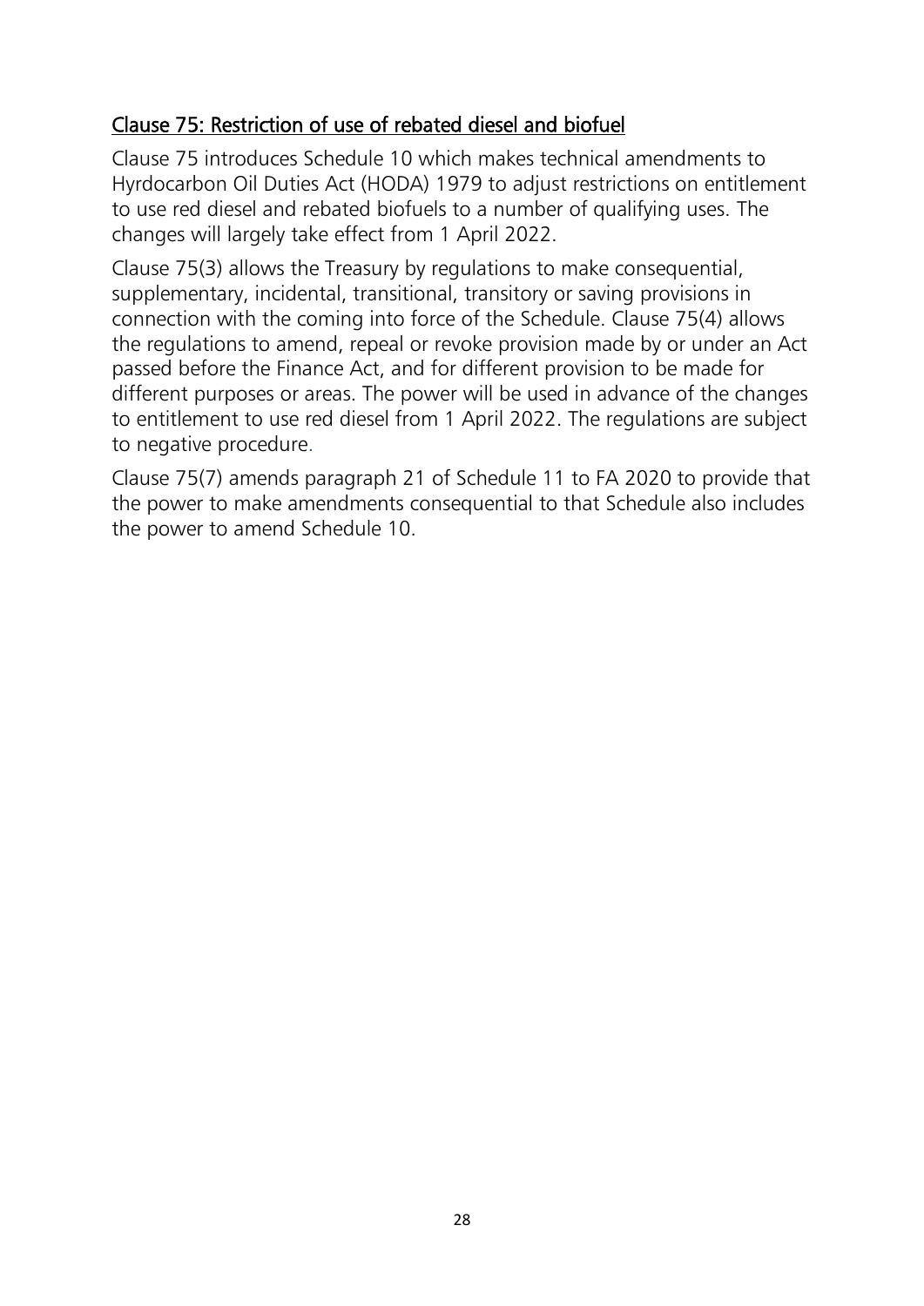## Clause 75: Restriction of use of rebated diesel and biofuel

Clause 75 introduces Schedule 10 which makes technical amendments to Hyrdocarbon Oil Duties Act (HODA) 1979 to adjust restrictions on entitlement to use red diesel and rebated biofuels to a number of qualifying uses. The changes will largely take effect from 1 April 2022.

Clause 75(3) allows the Treasury by regulations to make consequential, supplementary, incidental, transitional, transitory or saving provisions in connection with the coming into force of the Schedule. Clause 75(4) allows the regulations to amend, repeal or revoke provision made by or under an Act passed before the Finance Act, and for different provision to be made for different purposes or areas. The power will be used in advance of the changes to entitlement to use red diesel from 1 April 2022. The regulations are subject to negative procedure.

Clause 75(7) amends paragraph 21 of Schedule 11 to FA 2020 to provide that the power to make amendments consequential to that Schedule also includes the power to amend Schedule 10.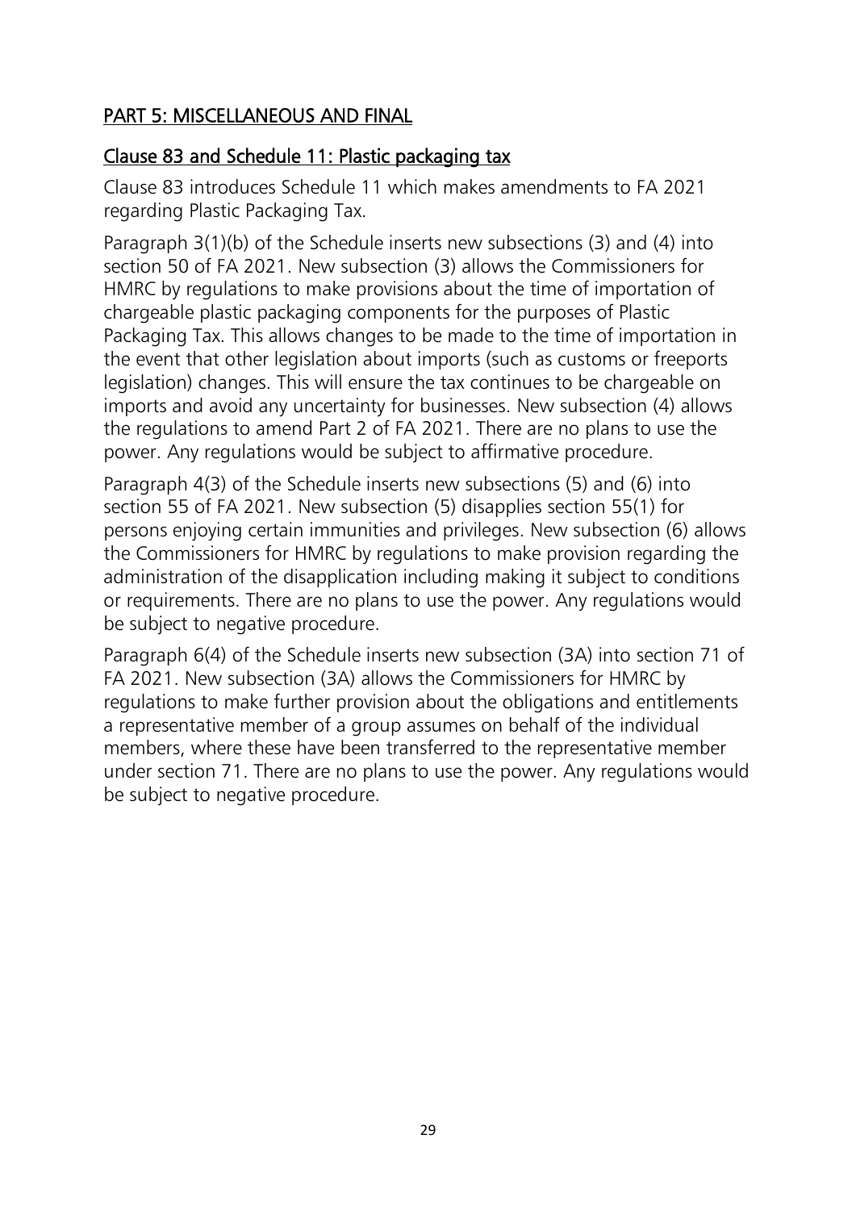## PART 5: MISCELLANEOUS AND FINAL

### Clause 83 and Schedule 11: Plastic packaging tax

Clause 83 introduces Schedule 11 which makes amendments to FA 2021 regarding Plastic Packaging Tax.

Paragraph 3(1)(b) of the Schedule inserts new subsections (3) and (4) into section 50 of FA 2021. New subsection (3) allows the Commissioners for HMRC by regulations to make provisions about the time of importation of chargeable plastic packaging components for the purposes of Plastic Packaging Tax. This allows changes to be made to the time of importation in the event that other legislation about imports (such as customs or freeports legislation) changes. This will ensure the tax continues to be chargeable on imports and avoid any uncertainty for businesses. New subsection (4) allows the regulations to amend Part 2 of FA 2021. There are no plans to use the power. Any regulations would be subject to affirmative procedure.

Paragraph 4(3) of the Schedule inserts new subsections (5) and (6) into section 55 of FA 2021. New subsection (5) disapplies section 55(1) for persons enjoying certain immunities and privileges. New subsection (6) allows the Commissioners for HMRC by regulations to make provision regarding the administration of the disapplication including making it subject to conditions or requirements. There are no plans to use the power. Any regulations would be subject to negative procedure.

Paragraph 6(4) of the Schedule inserts new subsection (3A) into section 71 of FA 2021. New subsection (3A) allows the Commissioners for HMRC by regulations to make further provision about the obligations and entitlements a representative member of a group assumes on behalf of the individual members, where these have been transferred to the representative member under section 71. There are no plans to use the power. Any regulations would be subject to negative procedure.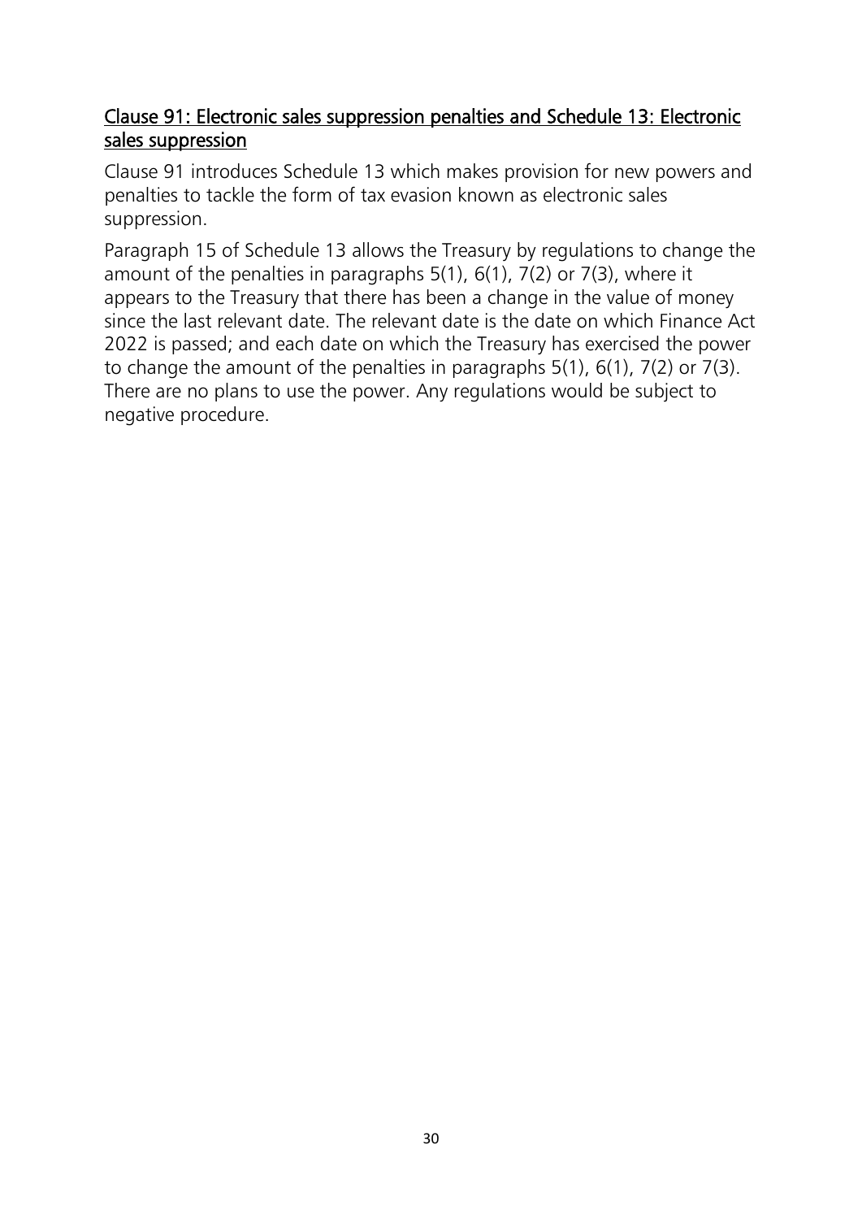## Clause 91: Electronic sales suppression penalties and Schedule 13: Electronic sales suppression

Clause 91 introduces Schedule 13 which makes provision for new powers and penalties to tackle the form of tax evasion known as electronic sales suppression.

Paragraph 15 of Schedule 13 allows the Treasury by regulations to change the amount of the penalties in paragraphs 5(1), 6(1), 7(2) or 7(3), where it appears to the Treasury that there has been a change in the value of money since the last relevant date. The relevant date is the date on which Finance Act 2022 is passed; and each date on which the Treasury has exercised the power to change the amount of the penalties in paragraphs 5(1), 6(1), 7(2) or 7(3). There are no plans to use the power. Any regulations would be subject to negative procedure.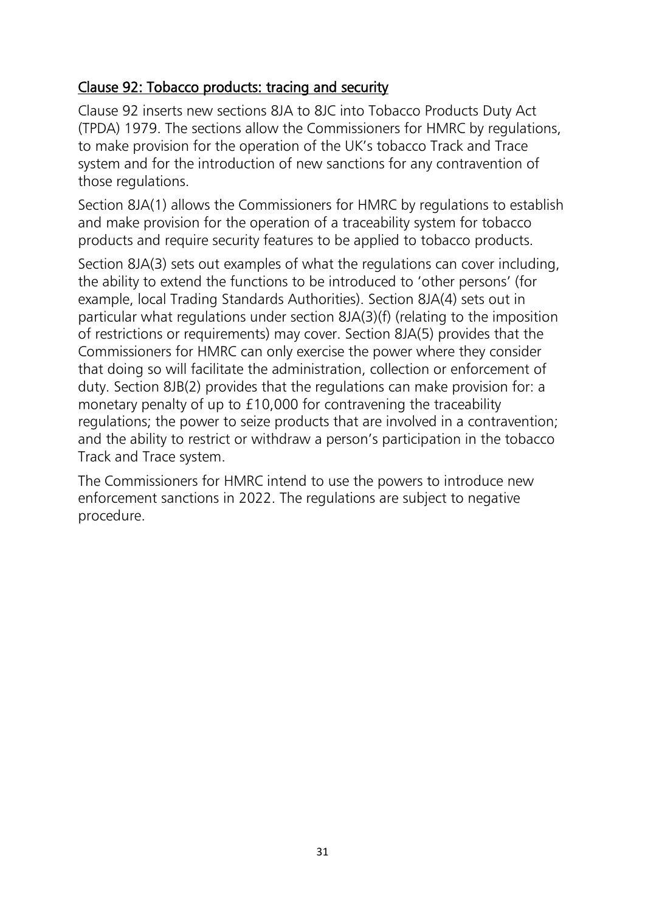## Clause 92: Tobacco products: tracing and security

Clause 92 inserts new sections 8JA to 8JC into Tobacco Products Duty Act (TPDA) 1979. The sections allow the Commissioners for HMRC by regulations, to make provision for the operation of the UK's tobacco Track and Trace system and for the introduction of new sanctions for any contravention of those regulations.

Section 8JA(1) allows the Commissioners for HMRC by regulations to establish and make provision for the operation of a traceability system for tobacco products and require security features to be applied to tobacco products.

Section 8JA(3) sets out examples of what the regulations can cover including, the ability to extend the functions to be introduced to 'other persons' (for example, local Trading Standards Authorities). Section 8JA(4) sets out in particular what regulations under section 8JA(3)(f) (relating to the imposition of restrictions or requirements) may cover. Section 8JA(5) provides that the Commissioners for HMRC can only exercise the power where they consider that doing so will facilitate the administration, collection or enforcement of duty. Section 8JB(2) provides that the regulations can make provision for: a monetary penalty of up to £10,000 for contravening the traceability regulations; the power to seize products that are involved in a contravention; and the ability to restrict or withdraw a person's participation in the tobacco Track and Trace system.

The Commissioners for HMRC intend to use the powers to introduce new enforcement sanctions in 2022. The regulations are subject to negative procedure.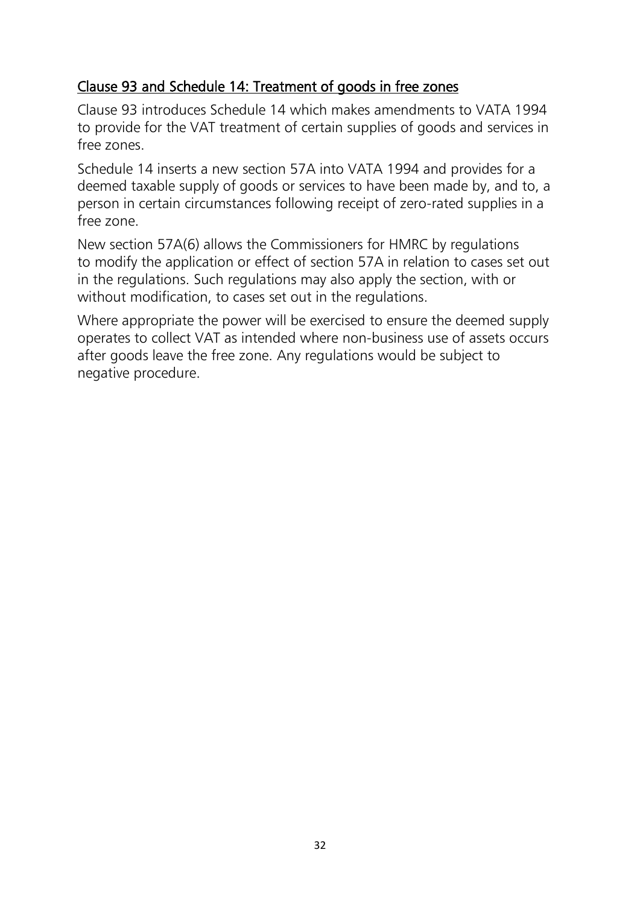## Clause 93 and Schedule 14: Treatment of goods in free zones

Clause 93 introduces Schedule 14 which makes amendments to VATA 1994 to provide for the VAT treatment of certain supplies of goods and services in free zones.

Schedule 14 inserts a new section 57A into VATA 1994 and provides for a deemed taxable supply of goods or services to have been made by, and to, a person in certain circumstances following receipt of zero-rated supplies in a free zone.

New section 57A(6) allows the Commissioners for HMRC by regulations to modify the application or effect of section 57A in relation to cases set out in the regulations. Such regulations may also apply the section, with or without modification, to cases set out in the regulations.

Where appropriate the power will be exercised to ensure the deemed supply operates to collect VAT as intended where non-business use of assets occurs after goods leave the free zone. Any regulations would be subject to negative procedure.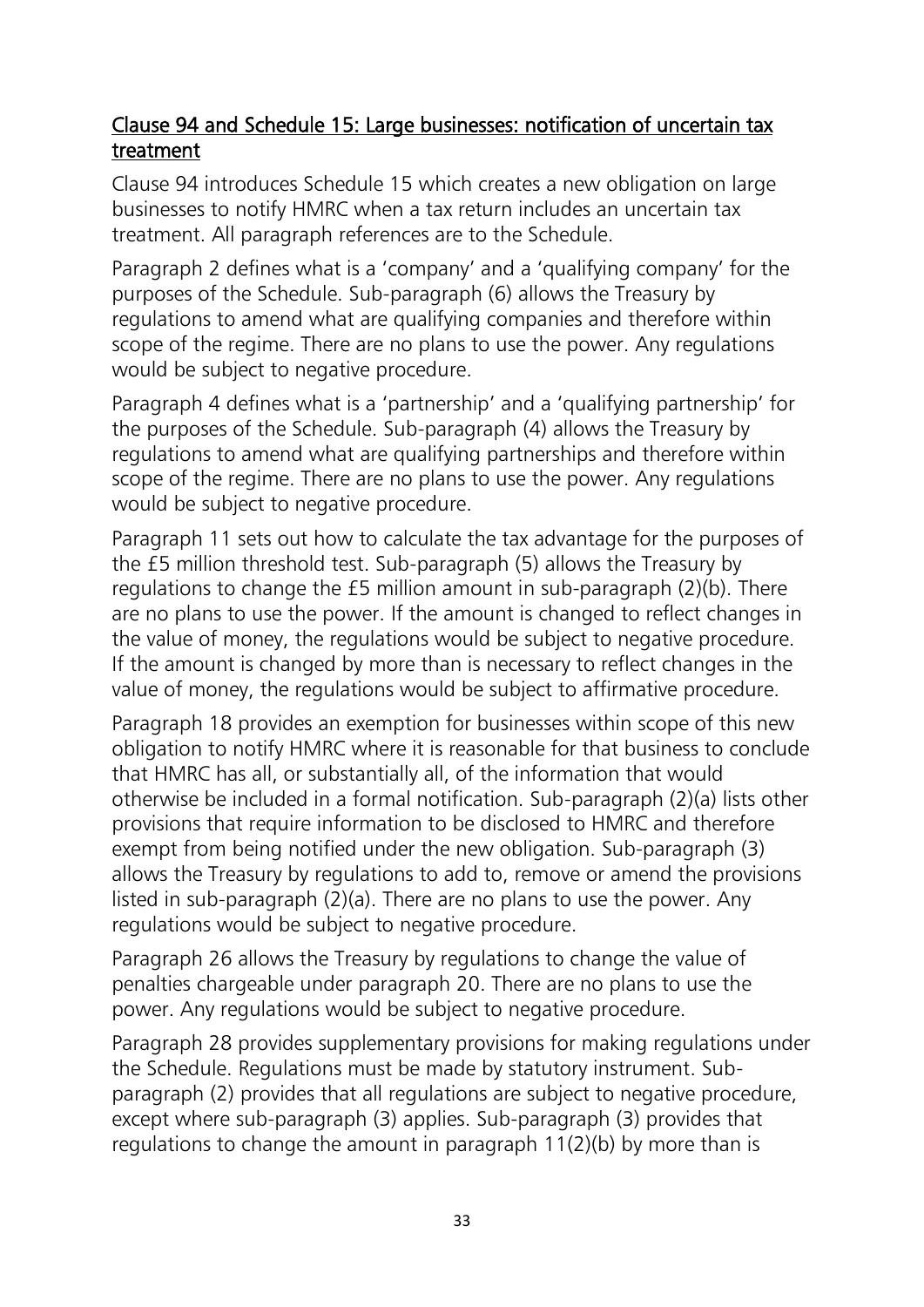## Clause 94 and Schedule 15: Large businesses: notification of uncertain tax treatment

Clause 94 introduces Schedule 15 which creates a new obligation on large businesses to notify HMRC when a tax return includes an uncertain tax treatment. All paragraph references are to the Schedule.

Paragraph 2 defines what is a 'company' and a 'qualifying company' for the purposes of the Schedule. Sub-paragraph (6) allows the Treasury by regulations to amend what are qualifying companies and therefore within scope of the regime. There are no plans to use the power. Any regulations would be subject to negative procedure.

Paragraph 4 defines what is a 'partnership' and a 'qualifying partnership' for the purposes of the Schedule. Sub-paragraph (4) allows the Treasury by regulations to amend what are qualifying partnerships and therefore within scope of the regime. There are no plans to use the power. Any regulations would be subject to negative procedure.

Paragraph 11 sets out how to calculate the tax advantage for the purposes of the £5 million threshold test. Sub-paragraph (5) allows the Treasury by regulations to change the £5 million amount in sub-paragraph (2)(b). There are no plans to use the power. If the amount is changed to reflect changes in the value of money, the regulations would be subject to negative procedure. If the amount is changed by more than is necessary to reflect changes in the value of money, the regulations would be subject to affirmative procedure.

Paragraph 18 provides an exemption for businesses within scope of this new obligation to notify HMRC where it is reasonable for that business to conclude that HMRC has all, or substantially all, of the information that would otherwise be included in a formal notification. Sub-paragraph (2)(a) lists other provisions that require information to be disclosed to HMRC and therefore exempt from being notified under the new obligation. Sub-paragraph (3) allows the Treasury by regulations to add to, remove or amend the provisions listed in sub-paragraph (2)(a). There are no plans to use the power. Any regulations would be subject to negative procedure.

Paragraph 26 allows the Treasury by regulations to change the value of penalties chargeable under paragraph 20. There are no plans to use the power. Any regulations would be subject to negative procedure.

Paragraph 28 provides supplementary provisions for making regulations under the Schedule. Regulations must be made by statutory instrument. Sub-paragraph (2) provides that all regulations are subject to negative procedure, except where sub-paragraph (3) applies. Sub-paragraph (3) provides that regulations to change the amount in paragraph 11(2)(b) by more than is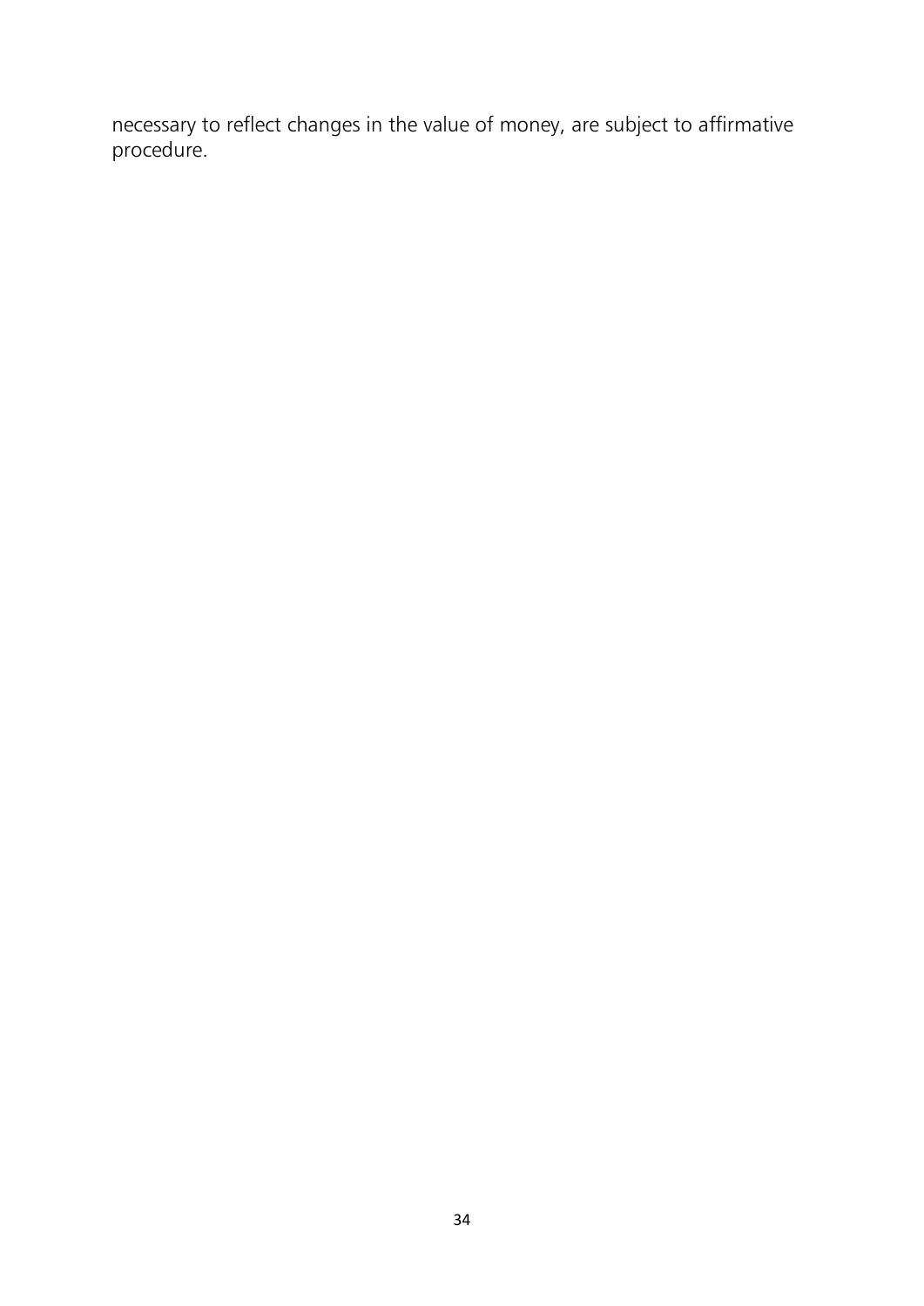necessary to reflect changes in the value of money, are subject to affirmative procedure.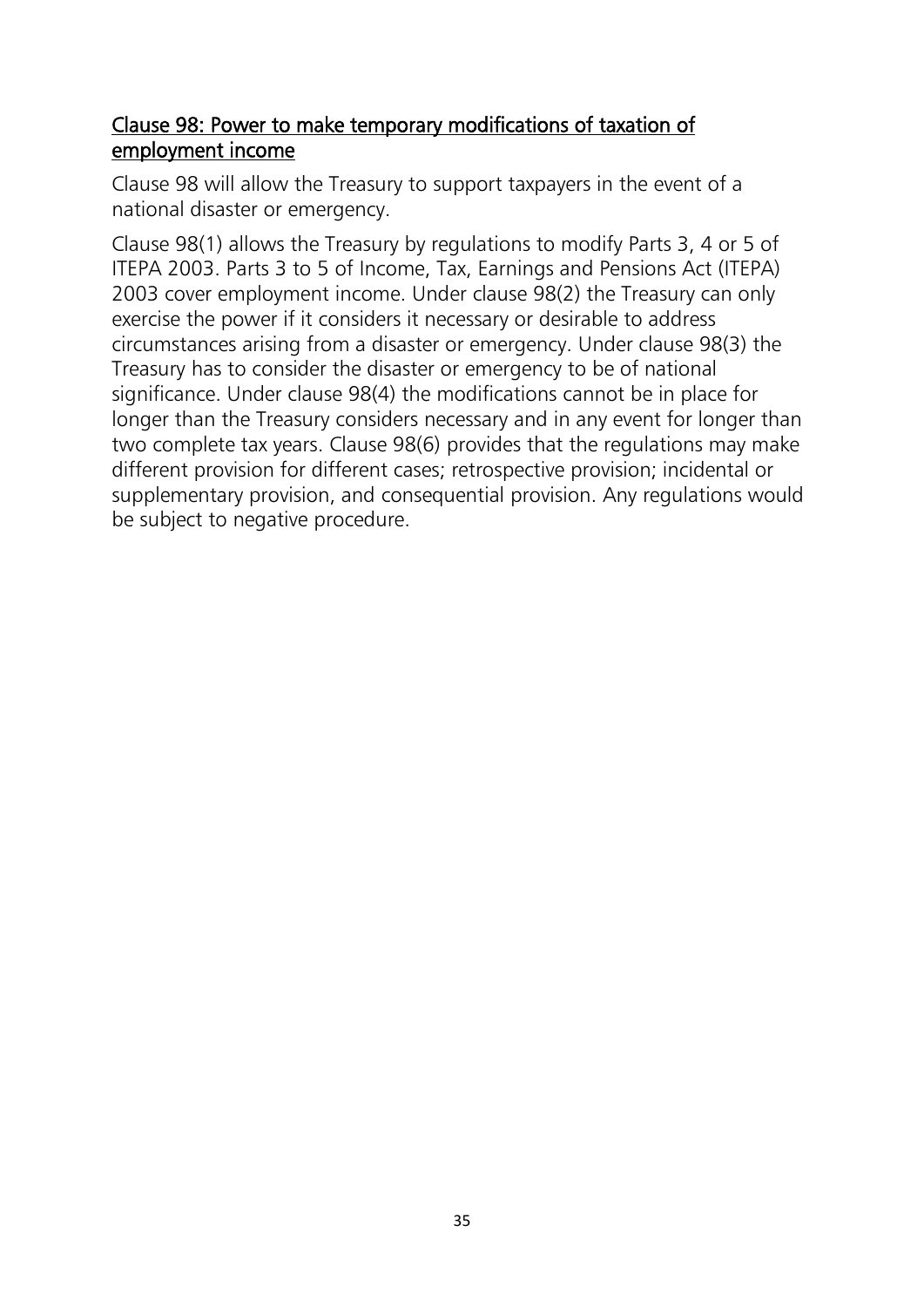## Clause 98: Power to make temporary modifications of taxation of employment income

Clause 98 will allow the Treasury to support taxpayers in the event of a national disaster or emergency.

Clause 98(1) allows the Treasury by regulations to modify Parts 3, 4 or 5 of ITEPA 2003. Parts 3 to 5 of Income, Tax, Earnings and Pensions Act (ITEPA) 2003 cover employment income. Under clause 98(2) the Treasury can only exercise the power if it considers it necessary or desirable to address circumstances arising from a disaster or emergency. Under clause 98(3) the Treasury has to consider the disaster or emergency to be of national significance. Under clause 98(4) the modifications cannot be in place for longer than the Treasury considers necessary and in any event for longer than two complete tax years. Clause 98(6) provides that the regulations may make different provision for different cases; retrospective provision; incidental or supplementary provision, and consequential provision. Any regulations would be subject to negative procedure.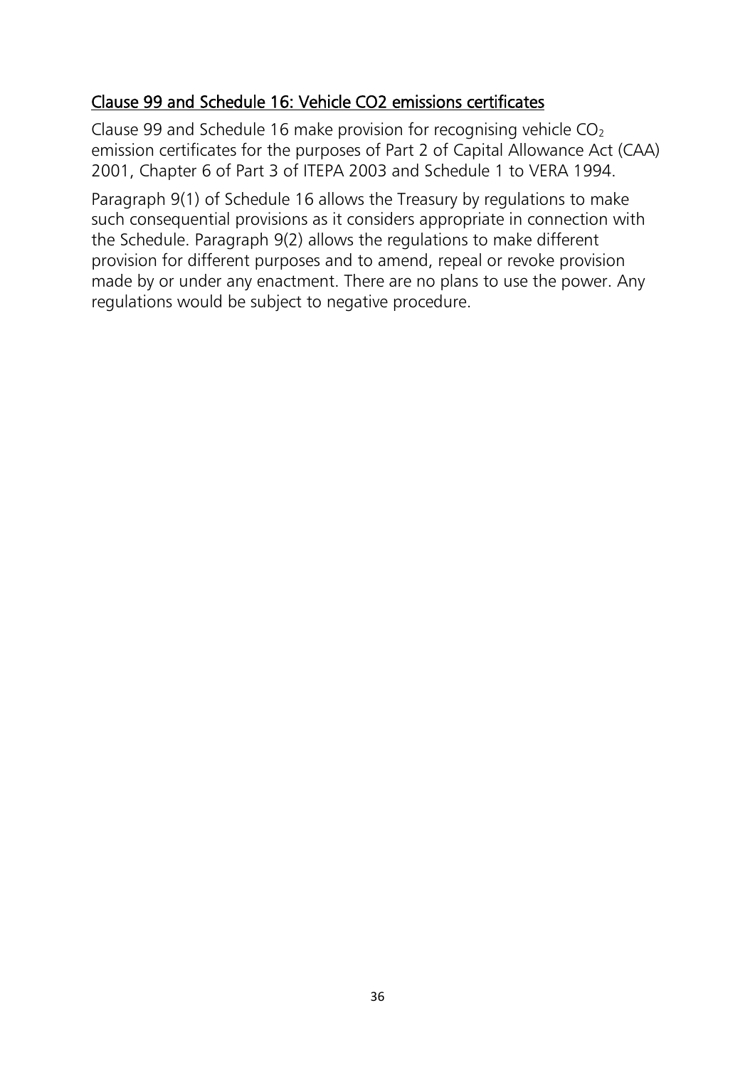## Clause 99 and Schedule 16: Vehicle CO2 emissions certificates

Clause 99 and Schedule 16 make provision for recognising vehicle $CO_2$ emission certificates for the purposes of Part 2 of Capital Allowance Act (CAA) 2001, Chapter 6 of Part 3 of ITEPA 2003 and Schedule 1 to VERA 1994.

Paragraph 9(1) of Schedule 16 allows the Treasury by regulations to make such consequential provisions as it considers appropriate in connection with the Schedule. Paragraph 9(2) allows the regulations to make different provision for different purposes and to amend, repeal or revoke provision made by or under any enactment. There are no plans to use the power. Any regulations would be subject to negative procedure.